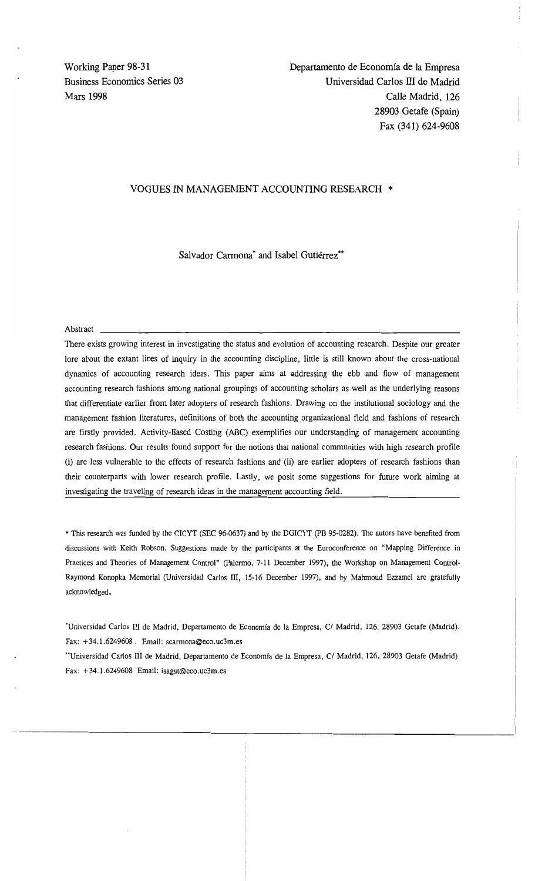Working Paper 98-31
Business Economics Series 03
Mars 1998

Departamento de Economía de la Empresa
Universidad Carlos III de Madrid
Calle Madrid, 126
28903 Getafe (Spain)
Fax (341) 624-9608

# VOGUES IN MANAGEMENT ACCOUNTING RESEARCH *

Salvador Carmona* and Isabel Gutiérrez**

Abstract

There exists growing interest in investigating the status and evolution of accounting research. Despite our greater lore about the extant lines of inquiry in the accounting discipline, little is still known about the cross-national dynamics of accounting research ideas. This paper aims at addressing the ebb and flow of management accounting research fashions among national groupings of accounting scholars as well as the underlying reasons that differentiate earlier from later adopters of research fashions. Drawing on the institutional sociology and the management fashion literatures, definitions of both the accounting organizational field and fashions of research are firstly provided. Activity-Based Costing (ABC) exemplifies our understanding of management accounting research fashions. Our results found support for the notions that national communities with high research profile (i) are less vulnerable to the effects of research fashions and (ii) are earlier adopters of research fashions than their counterparts with lower research profile. Lastly, we posit some suggestions for future work aiming at investigating the traveling of research ideas in the management accounting field.

* This research was funded by the CICYT (SEC 96-0637) and by the DGICYT (PB 95-0282). The autors have benefited from discussions with Keith Robson. Suggestions made by the participants at the Euroconference on "Mapping Difference in Practices and Theories of Management Control" (Palermo, 7-11 December 1997), the Workshop on Management Control-Raymond Konopka Memorial (Universidad Carlos III, 15-16 December 1997), and by Mahmoud Ezzamel are gratefully acknowledged.

*Universidad Carlos III de Madrid, Departamento de Economía de la Empresa, C/ Madrid, 126, 28903 Getafe (Madrid). Fax: +34.1.6249608 . Email: scarmona@eco.uc3m.es

**Universidad Carlos III de Madrid, Departamento de Economía de la Empresa, C/ Madrid, 126, 28903 Getafe (Madrid). Fax: +34.1.6249608 Email: isagut@eco.uc3m.es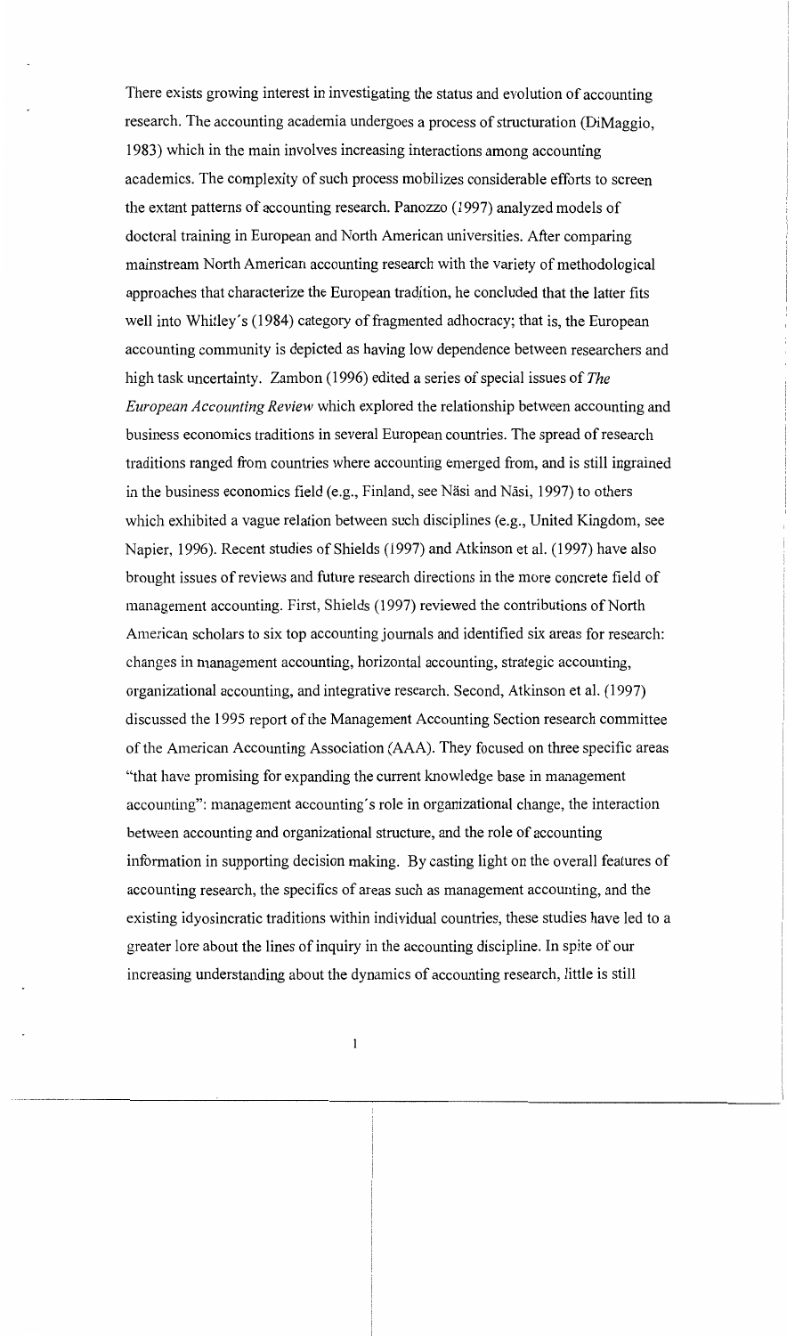There exists growing interest in investigating the status and evolution of accounting research. The accounting academia undergoes a process of structuration (DiMaggio, 1983) which in the main involves increasing interactions among accounting academics. The complexity of such process mobilizes considerable efforts to screen the extant patterns of accounting research. Panozzo (1997) analyzed models of doctoral training in European and North American universities. After comparing mainstream North American accounting research with the variety of methodological approaches that characterize the European tradition, he concluded that the latter fits well into Whitley's (1984) category of fragmented adhocracy; that is, the European accounting community is depicted as having low dependence between researchers and high task uncertainty. Zambon (1996) edited a series of special issues of *The European Accounting Review* which explored the relationship between accounting and business economics traditions in several European countries. The spread of research traditions ranged from countries where accounting emerged from, and is still ingrained in the business economics field (e.g., Finland, see Näsi and Näsi, 1997) to others which exhibited a vague relation between such disciplines (e.g., United Kingdom, see Napier, 1996). Recent studies of Shields (1997) and Atkinson et al. (1997) have also brought issues of reviews and future research directions in the more concrete field of management accounting. First, Shields (1997) reviewed the contributions of North American scholars to six top accounting journals and identified six areas for research: changes in management accounting, horizontal accounting, strategic accounting, organizational accounting, and integrative research. Second, Atkinson et al. (1997) discussed the 1995 report of the Management Accounting Section research committee of the American Accounting Association (AAA). They focused on three specific areas "that have promising for expanding the current knowledge base in management accounting": management accounting's role in organizational change, the interaction between accounting and organizational structure, and the role of accounting information in supporting decision making. By casting light on the overall features of accounting research, the specifics of areas such as management accounting, and the existing idyosincratic traditions within individual countries, these studies have led to a greater lore about the lines of inquiry in the accounting discipline. In spite of our increasing understanding about the dynamics of accounting research, little is still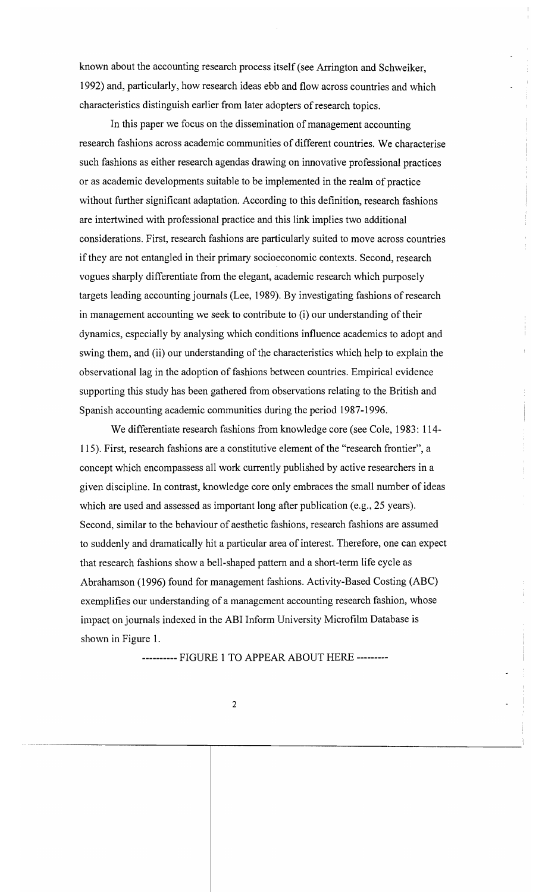known about the accounting research process itself (see Arrington and Schweiker, 1992) and, particularly, how research ideas ebb and flow across countries and which characteristics distinguish earlier from later adopters of research topics.

In this paper we focus on the dissemination of management accounting research fashions across academic communities of different countries. We characterise such fashions as either research agendas drawing on innovative professional practices or as academic developments suitable to be implemented in the realm of practice without further significant adaptation. According to this definition, research fashions are intertwined with professional practice and this link implies two additional considerations. First, research fashions are particularly suited to move across countries if they are not entangled in their primary socioeconomic contexts. Second, research vogues sharply differentiate from the elegant, academic research which purposely targets leading accounting journals (Lee, 1989). By investigating fashions of research in management accounting we seek to contribute to (i) our understanding of their dynamics, especially by analysing which conditions influence academics to adopt and swing them, and (ii) our understanding of the characteristics which help to explain the observational lag in the adoption of fashions between countries. Empirical evidence supporting this study has been gathered from observations relating to the British and Spanish accounting academic communities during the period 1987-1996.

We differentiate research fashions from knowledge core (see Cole, 1983: 114-115). First, research fashions are a constitutive element of the "research frontier", a concept which encompassess all work currently published by active researchers in a given discipline. In contrast, knowledge core only embraces the small number of ideas which are used and assessed as important long after publication (e.g., 25 years). Second, similar to the behaviour of aesthetic fashions, research fashions are assumed to suddenly and dramatically hit a particular area of interest. Therefore, one can expect that research fashions show a bell-shaped pattern and a short-term life cycle as Abrahamson (1996) found for management fashions. Activity-Based Costing (ABC) exemplifies our understanding of a management accounting research fashion, whose impact on journals indexed in the ABI Inform University Microfilm Database is shown in Figure 1.

---------- FIGURE 1 TO APPEAR ABOUT HERE ---------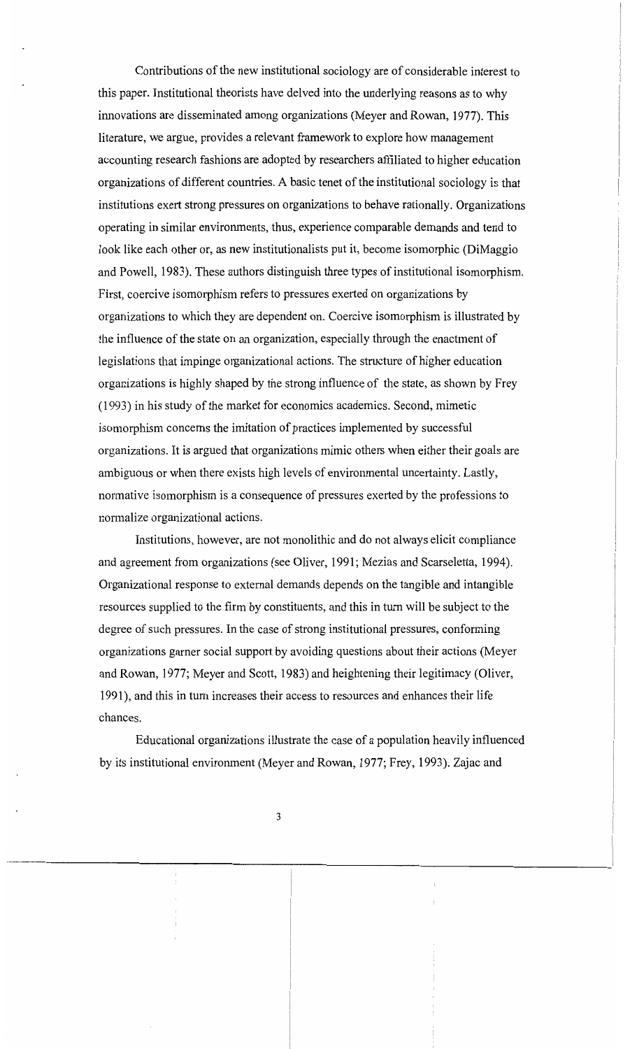Contributions of the new institutional sociology are of considerable interest to this paper. Institutional theorists have delved into the underlying reasons as to why innovations are disseminated among organizations (Meyer and Rowan, 1977). This literature, we argue, provides a relevant framework to explore how management accounting research fashions are adopted by researchers affiliated to higher education organizations of different countries. A basic tenet of the institutional sociology is that institutions exert strong pressures on organizations to behave rationally. Organizations operating in similar environments, thus, experience comparable demands and tend to look like each other or, as new institutionalists put it, become isomorphic (DiMaggio and Powell, 1983). These authors distinguish three types of institutional isomorphism. First, coercive isomorphism refers to pressures exerted on organizations by organizations to which they are dependent on. Coercive isomorphism is illustrated by the influence of the state on an organization, especially through the enactment of legislations that impinge organizational actions. The structure of higher education organizations is highly shaped by the strong influence of the state, as shown by Frey (1993) in his study of the market for economics academics. Second, mimetic isomorphism concerns the imitation of practices implemented by successful organizations. It is argued that organizations mimic others when either their goals are ambiguous or when there exists high levels of environmental uncertainty. Lastly, normative isomorphism is a consequence of pressures exerted by the professions to normalize organizational actions.

Institutions, however, are not monolithic and do not always elicit compliance and agreement from organizations (see Oliver, 1991; Mezias and Scarseletta, 1994). Organizational response to external demands depends on the tangible and intangible resources supplied to the firm by constituents, and this in turn will be subject to the degree of such pressures. In the case of strong institutional pressures, conforming organizations garner social support by avoiding questions about their actions (Meyer and Rowan, 1977; Meyer and Scott, 1983) and heightening their legitimacy (Oliver, 1991), and this in turn increases their access to resources and enhances their life chances.

Educational organizations illustrate the case of a population heavily influenced by its institutional environment (Meyer and Rowan, 1977; Frey, 1993). Zajac and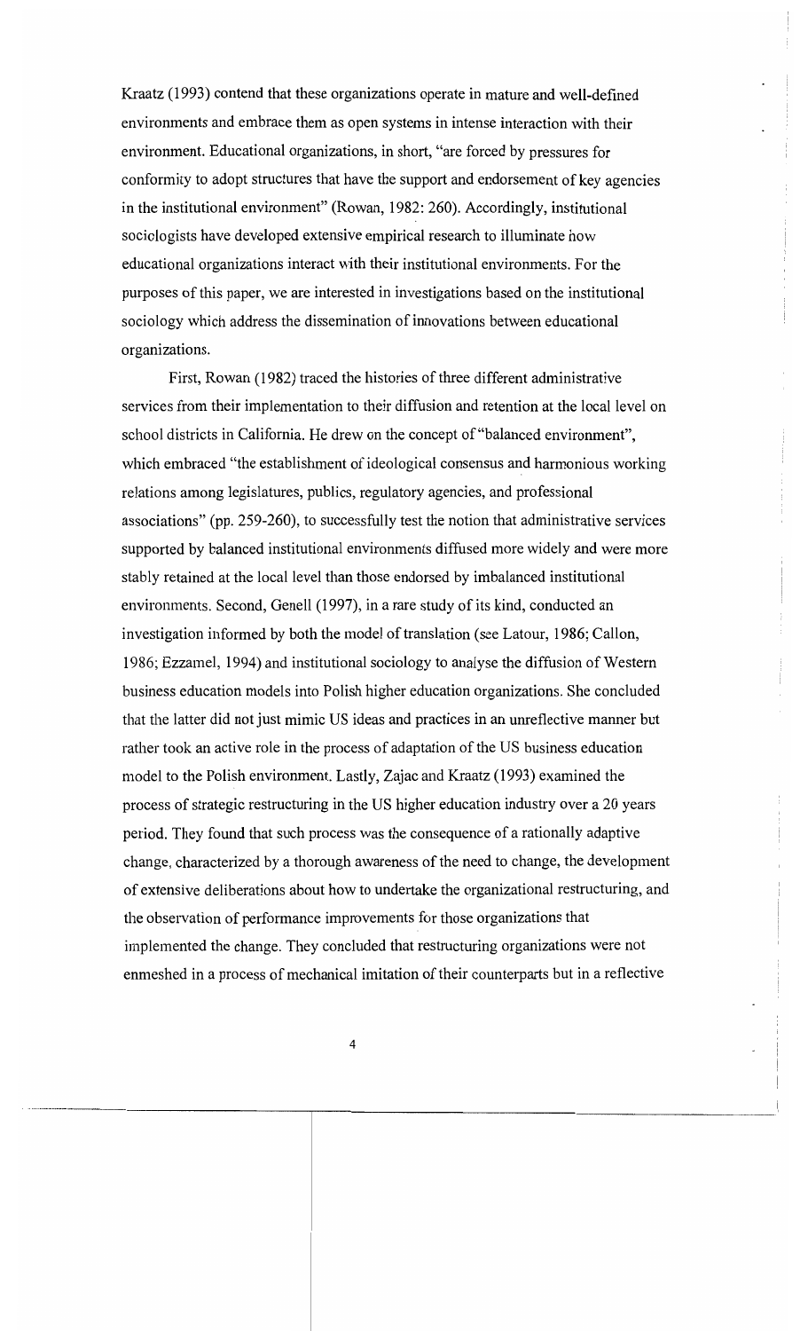Kraatz (1993) contend that these organizations operate in mature and well-defined environments and embrace them as open systems in intense interaction with their environment. Educational organizations, in short, "are forced by pressures for conformity to adopt structures that have the support and endorsement of key agencies in the institutional environment" (Rowan, 1982: 260). Accordingly, institutional sociologists have developed extensive empirical research to illuminate how educational organizations interact with their institutional environments. For the purposes of this paper, we are interested in investigations based on the institutional sociology which address the dissemination of innovations between educational organizations.

First, Rowan (1982) traced the histories of three different administrative services from their implementation to their diffusion and retention at the local level on school districts in California. He drew on the concept of "balanced environment", which embraced "the establishment of ideological consensus and harmonious working relations among legislatures, publics, regulatory agencies, and professional associations" (pp. 259-260), to successfully test the notion that administrative services supported by balanced institutional environments diffused more widely and were more stably retained at the local level than those endorsed by imbalanced institutional environments. Second, Genell (1997), in a rare study of its kind, conducted an investigation informed by both the model of translation (see Latour, 1986; Callon, 1986; Ezzamel, 1994) and institutional sociology to analyse the diffusion of Western business education models into Polish higher education organizations. She concluded that the latter did not just mimic US ideas and practices in an unreflective manner but rather took an active role in the process of adaptation of the US business education model to the Polish environment. Lastly, Zajac and Kraatz (1993) examined the process of strategic restructuring in the US higher education industry over a 20 years period. They found that such process was the consequence of a rationally adaptive change, characterized by a thorough awareness of the need to change, the development of extensive deliberations about how to undertake the organizational restructuring, and the observation of performance improvements for those organizations that implemented the change. They concluded that restructuring organizations were not enmeshed in a process of mechanical imitation of their counterparts but in a reflective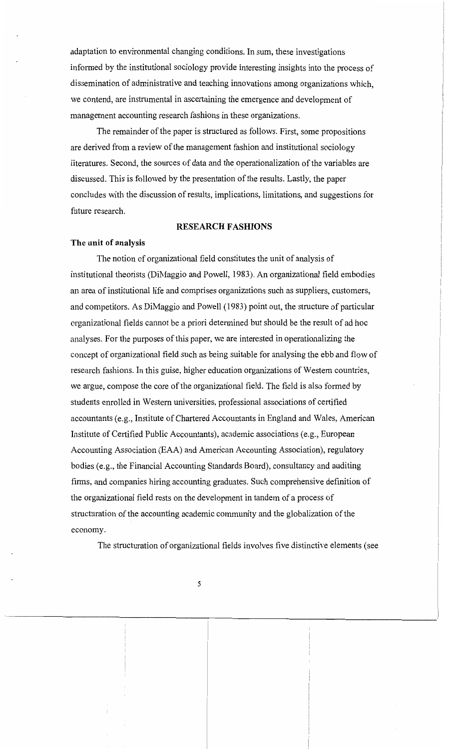adaptation to environmental changing conditions. In sum, these investigations informed by the institutional sociology provide interesting insights into the process of dissemination of administrative and teaching innovations among organizations which, we contend, are instrumental in ascertaining the emergence and development of management accounting research fashions in these organizations.

The remainder of the paper is structured as follows. First, some propositions are derived from a review of the management fashion and institutional sociology literatures. Second, the sources of data and the operationalization of the variables are discussed. This is followed by the presentation of the results. Lastly, the paper concludes with the discussion of results, implications, limitations, and suggestions for future research.

## RESEARCH FASHIONS

### The unit of analysis

The notion of organizational field constitutes the unit of analysis of institutional theorists (DiMaggio and Powell, 1983). An organizational field embodies an area of institutional life and comprises organizations such as suppliers, customers, and competitors. As DiMaggio and Powell (1983) point out, the structure of particular organizational fields cannot be a priori determined but should be the result of ad hoc analyses. For the purposes of this paper, we are interested in operationalizing the concept of organizational field such as being suitable for analysing the ebb and flow of research fashions. In this guise, higher education organizations of Western countries, we argue, compose the core of the organizational field. The field is also formed by students enrolled in Western universities, professional associations of certified accountants (e.g., Institute of Chartered Accountants in England and Wales, American Institute of Certified Public Accountants), academic associations (e.g., European Accounting Association (EAA) and American Accounting Association), regulatory bodies (e.g., the Financial Accounting Standards Board), consultancy and auditing firms, and companies hiring accounting graduates. Such comprehensive definition of the organizational field rests on the development in tandem of a process of structuration of the accounting academic community and the globalization of the economy.

The structuration of organizational fields involves five distinctive elements (see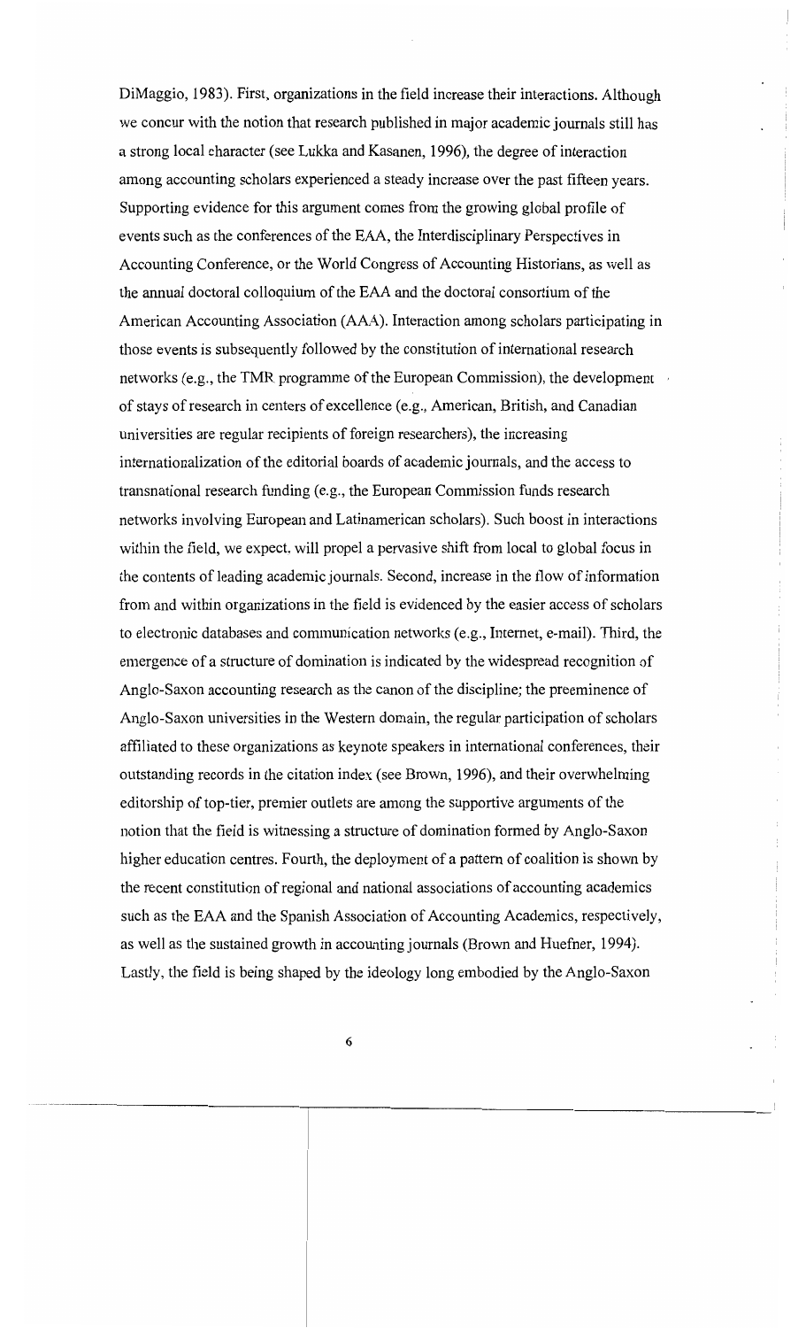DiMaggio, 1983). First, organizations in the field increase their interactions. Although we concur with the notion that research published in major academic journals still has a strong local character (see Lukka and Kasanen, 1996), the degree of interaction among accounting scholars experienced a steady increase over the past fifteen years. Supporting evidence for this argument comes from the growing global profile of events such as the conferences of the EAA, the Interdisciplinary Perspectives in Accounting Conference, or the World Congress of Accounting Historians, as well as the annual doctoral colloquium of the EAA and the doctoral consortium of the American Accounting Association (AAA). Interaction among scholars participating in those events is subsequently followed by the constitution of international research networks (e.g., the TMR programme of the European Commission), the development of stays of research in centers of excellence (e.g., American, British, and Canadian universities are regular recipients of foreign researchers), the increasing internationalization of the editorial boards of academic journals, and the access to transnational research funding (e.g., the European Commission funds research networks involving European and Latinamerican scholars). Such boost in interactions within the field, we expect, will propel a pervasive shift from local to global focus in the contents of leading academic journals. Second, increase in the flow of information from and within organizations in the field is evidenced by the easier access of scholars to electronic databases and communication networks (e.g., Internet, e-mail). Third, the emergence of a structure of domination is indicated by the widespread recognition of Anglo-Saxon accounting research as the canon of the discipline; the preeminence of Anglo-Saxon universities in the Western domain, the regular participation of scholars affiliated to these organizations as keynote speakers in international conferences, their outstanding records in the citation index (see Brown, 1996), and their overwhelming editorship of top-tier, premier outlets are among the supportive arguments of the notion that the field is witnessing a structure of domination formed by Anglo-Saxon higher education centres. Fourth, the deployment of a pattern of coalition is shown by the recent constitution of regional and national associations of accounting academics such as the EAA and the Spanish Association of Accounting Academics, respectively, as well as the sustained growth in accounting journals (Brown and Huefner, 1994). Lastly, the field is being shaped by the ideology long embodied by the Anglo-Saxon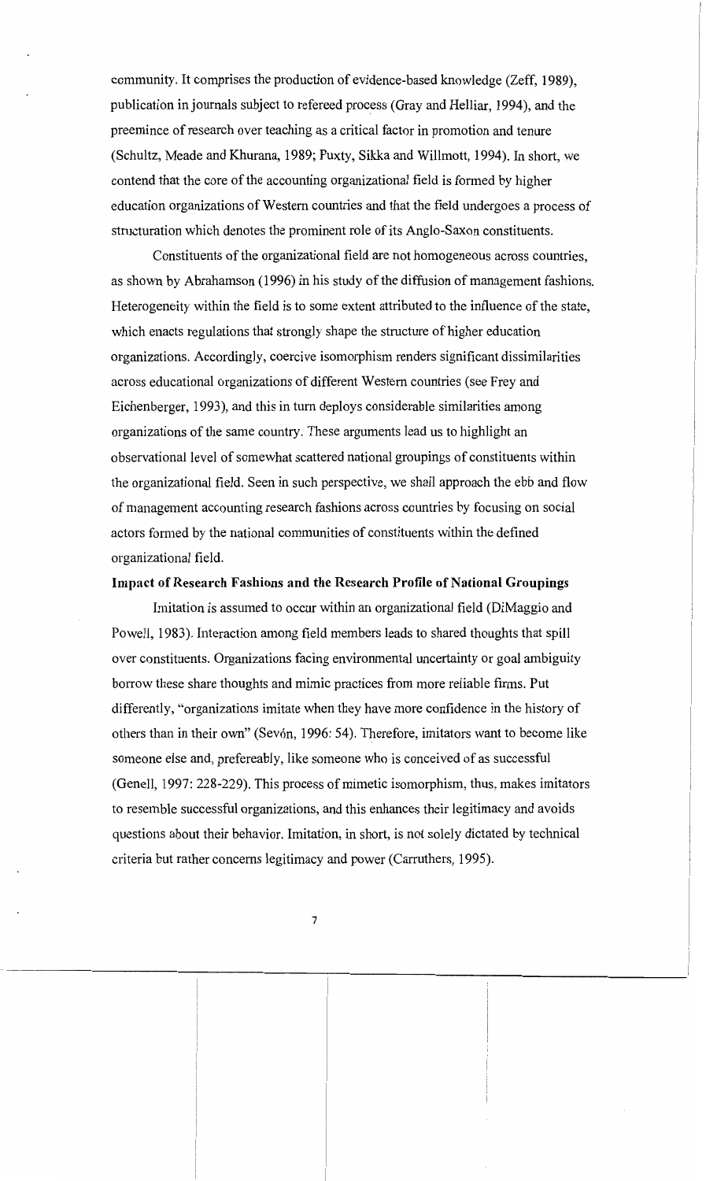community. It comprises the production of evidence-based knowledge (Zeff, 1989), publication in journals subject to refereed process (Gray and Helliar, 1994), and the preemince of research over teaching as a critical factor in promotion and tenure (Schultz, Meade and Khurana, 1989; Puxty, Sikka and Willmott, 1994). In short, we contend that the core of the accounting organizational field is formed by higher education organizations of Western countries and that the field undergoes a process of structuration which denotes the prominent role of its Anglo-Saxon constituents.

Constituents of the organizational field are not homogeneous across countries, as shown by Abrahamson (1996) in his study of the diffusion of management fashions. Heterogeneity within the field is to some extent attributed to the influence of the state, which enacts regulations that strongly shape the structure of higher education organizations. Accordingly, coercive isomorphism renders significant dissimilarities across educational organizations of different Western countries (see Frey and Eichenberger, 1993), and this in turn deploys considerable similarities among organizations of the same country. These arguments lead us to highlight an observational level of somewhat scattered national groupings of constituents within the organizational field. Seen in such perspective, we shall approach the ebb and flow of management accounting research fashions across countries by focusing on social actors formed by the national communities of constituents within the defined organizational field.

**Impact of Research Fashions and the Research Profile of National Groupings**

Imitation is assumed to occur within an organizational field (DiMaggio and Powell, 1983). Interaction among field members leads to shared thoughts that spill over constituents. Organizations facing environmental uncertainty or goal ambiguity borrow these share thoughts and mimic practices from more reliable firms. Put differently, "organizations imitate when they have more confidence in the history of others than in their own" (Sevón, 1996: 54). Therefore, imitators want to become like someone else and, prefereably, like someone who is conceived of as successful (Genell, 1997: 228-229). This process of mimetic isomorphism, thus, makes imitators to resemble successful organizations, and this enhances their legitimacy and avoids questions about their behavior. Imitation, in short, is not solely dictated by technical criteria but rather concerns legitimacy and power (Carruthers, 1995).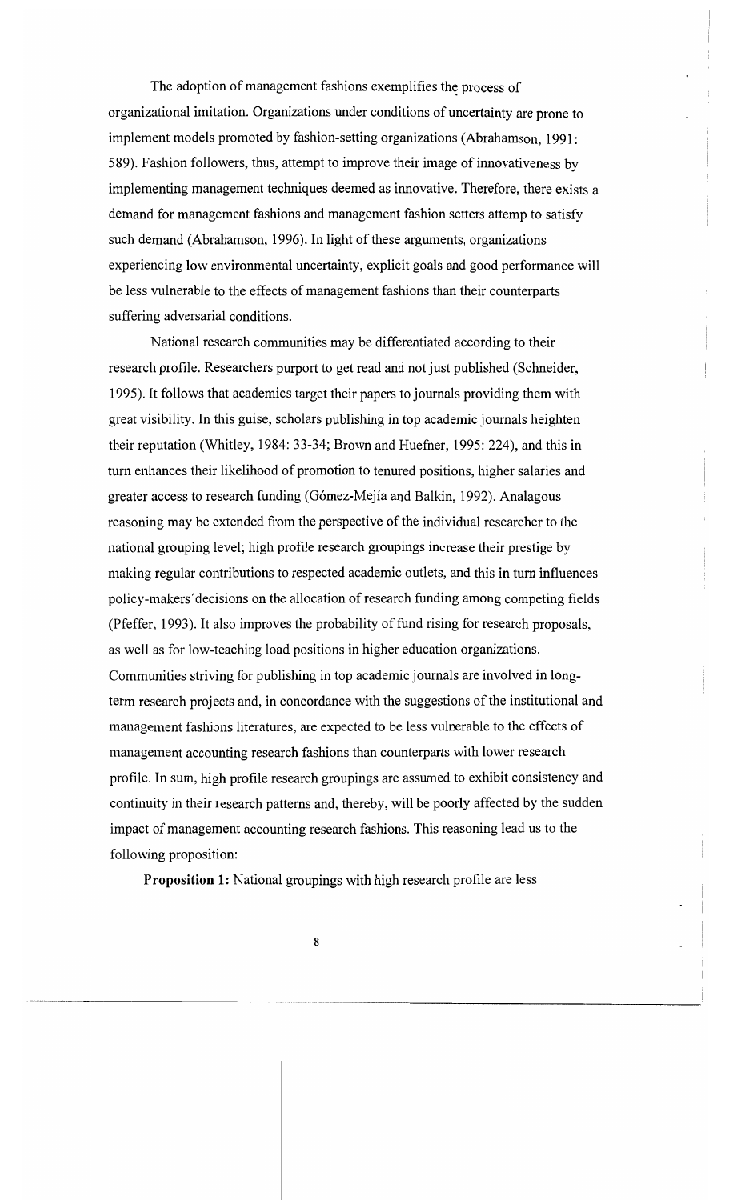The adoption of management fashions exemplifies the process of organizational imitation. Organizations under conditions of uncertainty are prone to implement models promoted by fashion-setting organizations (Abrahamson, 1991: 589). Fashion followers, thus, attempt to improve their image of innovativeness by implementing management techniques deemed as innovative. Therefore, there exists a demand for management fashions and management fashion setters attemp to satisfy such demand (Abrahamson, 1996). In light of these arguments, organizations experiencing low environmental uncertainty, explicit goals and good performance will be less vulnerable to the effects of management fashions than their counterparts suffering adversarial conditions.

National research communities may be differentiated according to their research profile. Researchers purport to get read and not just published (Schneider, 1995). It follows that academics target their papers to journals providing them with great visibility. In this guise, scholars publishing in top academic journals heighten their reputation (Whitley, 1984: 33-34; Brown and Huefner, 1995: 224), and this in turn enhances their likelihood of promotion to tenured positions, higher salaries and greater access to research funding (Gómez-Mejía and Balkin, 1992). Analagous reasoning may be extended from the perspective of the individual researcher to the national grouping level; high profile research groupings increase their prestige by making regular contributions to respected academic outlets, and this in turn influences policy-makers´decisions on the allocation of research funding among competing fields (Pfeffer, 1993). It also improves the probability of fund rising for research proposals, as well as for low-teaching load positions in higher education organizations. Communities striving for publishing in top academic journals are involved in long-term research projects and, in concordance with the suggestions of the institutional and management fashions literatures, are expected to be less vulnerable to the effects of management accounting research fashions than counterparts with lower research profile. In sum, high profile research groupings are assumed to exhibit consistency and continuity in their research patterns and, thereby, will be poorly affected by the sudden impact of management accounting research fashions. This reasoning lead us to the following proposition:

**Proposition 1:** National groupings with high research profile are less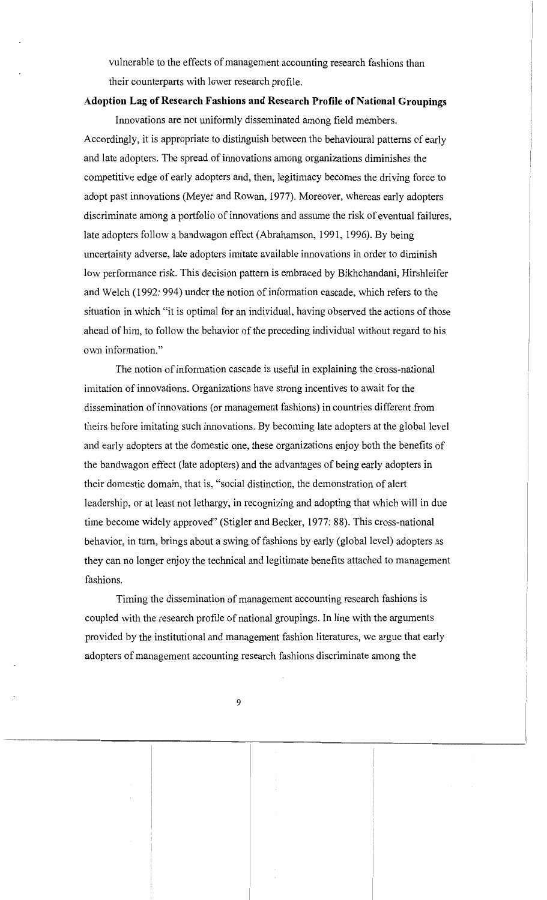vulnerable to the effects of management accounting research fashions than their counterparts with lower research profile.

**Adoption Lag of Research Fashions and Research Profile of National Groupings**

Innovations are not uniformly disseminated among field members. Accordingly, it is appropriate to distinguish between the behavioural patterns of early and late adopters. The spread of innovations among organizations diminishes the competitive edge of early adopters and, then, legitimacy becomes the driving force to adopt past innovations (Meyer and Rowan, 1977). Moreover, whereas early adopters discriminate among a portfolio of innovations and assume the risk of eventual failures, late adopters follow a bandwagon effect (Abrahamson, 1991, 1996). By being uncertainty adverse, late adopters imitate available innovations in order to diminish low performance risk. This decision pattern is embraced by Bikhchandani, Hirshleifer and Welch (1992: 994) under the notion of information cascade, which refers to the situation in which "it is optimal for an individual, having observed the actions of those ahead of him, to follow the behavior of the preceding individual without regard to his own information."

The notion of information cascade is useful in explaining the cross-national imitation of innovations. Organizations have strong incentives to await for the dissemination of innovations (or management fashions) in countries different from theirs before imitating such innovations. By becoming late adopters at the global level and early adopters at the domestic one, these organizations enjoy both the benefits of the bandwagon effect (late adopters) and the advantages of being early adopters in their domestic domain, that is, "social distinction, the demonstration of alert leadership, or at least not lethargy, in recognizing and adopting that which will in due time become widely approved" (Stigler and Becker, 1977: 88). This cross-national behavior, in turn, brings about a swing of fashions by early (global level) adopters as they can no longer enjoy the technical and legitimate benefits attached to management fashions.

Timing the dissemination of management accounting research fashions is coupled with the research profile of national groupings. In line with the arguments provided by the institutional and management fashion literatures, we argue that early adopters of management accounting research fashions discriminate among the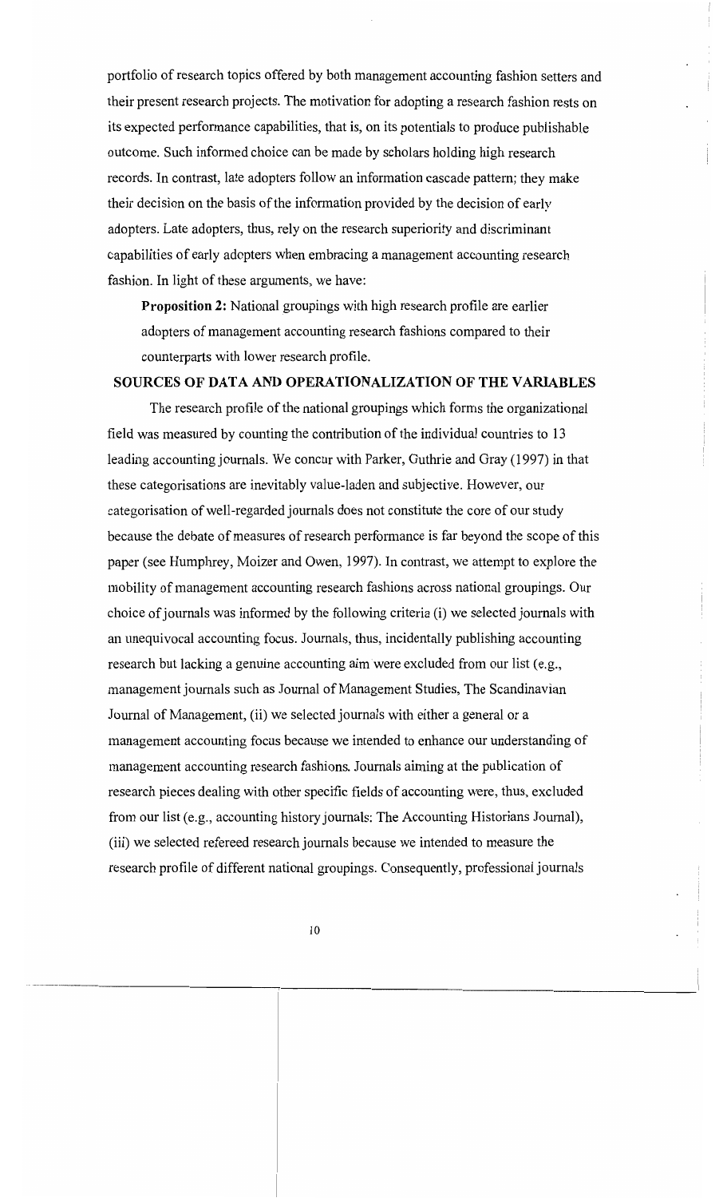portfolio of research topics offered by both management accounting fashion setters and their present research projects. The motivation for adopting a research fashion rests on its expected performance capabilities, that is, on its potentials to produce publishable outcome. Such informed choice can be made by scholars holding high research records. In contrast, late adopters follow an information cascade pattern; they make their decision on the basis of the information provided by the decision of early adopters. Late adopters, thus, rely on the research superiority and discriminant capabilities of early adopters when embracing a management accounting research fashion. In light of these arguments, we have:

> **Proposition 2:** National groupings with high research profile are earlier adopters of management accounting research fashions compared to their counterparts with lower research profile.

## SOURCES OF DATA AND OPERATIONALIZATION OF THE VARIABLES

The research profile of the national groupings which forms the organizational field was measured by counting the contribution of the individual countries to 13 leading accounting journals. We concur with Parker, Guthrie and Gray (1997) in that these categorisations are inevitably value-laden and subjective. However, our categorisation of well-regarded journals does not constitute the core of our study because the debate of measures of research performance is far beyond the scope of this paper (see Humphrey, Moizer and Owen, 1997). In contrast, we attempt to explore the mobility of management accounting research fashions across national groupings. Our choice of journals was informed by the following criteria (i) we selected journals with an unequivocal accounting focus. Journals, thus, incidentally publishing accounting research but lacking a genuine accounting aim were excluded from our list (e.g., management journals such as Journal of Management Studies, The Scandinavian Journal of Management, (ii) we selected journals with either a general or a management accounting focus because we intended to enhance our understanding of management accounting research fashions. Journals aiming at the publication of research pieces dealing with other specific fields of accounting were, thus, excluded from our list (e.g., accounting history journals: The Accounting Historians Journal), (iii) we selected refereed research journals because we intended to measure the research profile of different national groupings. Consequently, professional journals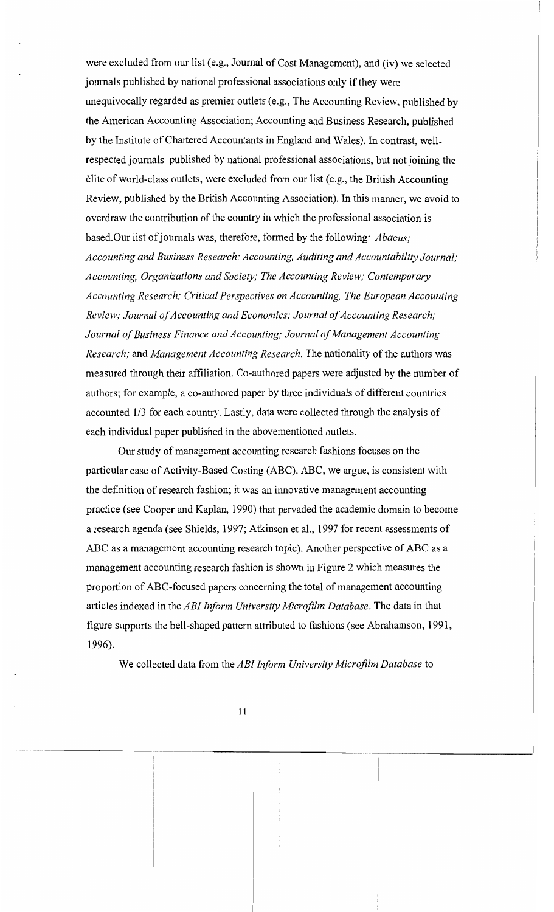were excluded from our list (e.g., Journal of Cost Management), and (iv) we selected journals published by national professional associations only if they were unequivocally regarded as premier outlets (e.g., The Accounting Review, published by the American Accounting Association; Accounting and Business Research, published by the Institute of Chartered Accountants in England and Wales). In contrast, well-respected journals published by national professional associations, but not joining the èlite of world-class outlets, were excluded from our list (e.g., the British Accounting Review, published by the British Accounting Association). In this manner, we avoid to overdraw the contribution of the country in which the professional association is based.Our list of journals was, therefore, formed by the following: *Abacus; Accounting and Business Research; Accounting, Auditing and Accountability Journal; Accounting, Organizations and Society; The Accounting Review; Contemporary Accounting Research; Critical Perspectives on Accounting; The European Accounting Review; Journal of Accounting and Economics; Journal of Accounting Research; Journal of Business Finance and Accounting; Journal of Management Accounting Research;* and *Management Accounting Research.* The nationality of the authors was measured through their affiliation. Co-authored papers were adjusted by the number of authors; for example, a co-authored paper by three individuals of different countries accounted 1/3 for each country. Lastly, data were collected through the analysis of each individual paper published in the abovementioned outlets.

Our study of management accounting research fashions focuses on the particular case of Activity-Based Costing (ABC). ABC, we argue, is consistent with the definition of research fashion; it was an innovative management accounting practice (see Cooper and Kaplan, 1990) that pervaded the academic domain to become a research agenda (see Shields, 1997; Atkinson et al., 1997 for recent assessments of ABC as a management accounting research topic). Another perspective of ABC as a management accounting research fashion is shown in Figure 2 which measures the proportion of ABC-focused papers concerning the total of management accounting articles indexed in the *ABI Inform University Microfilm Database*. The data in that figure supports the bell-shaped pattern attributed to fashions (see Abrahamson, 1991, 1996).

We collected data from the *ABI Inform University Microfilm Database* to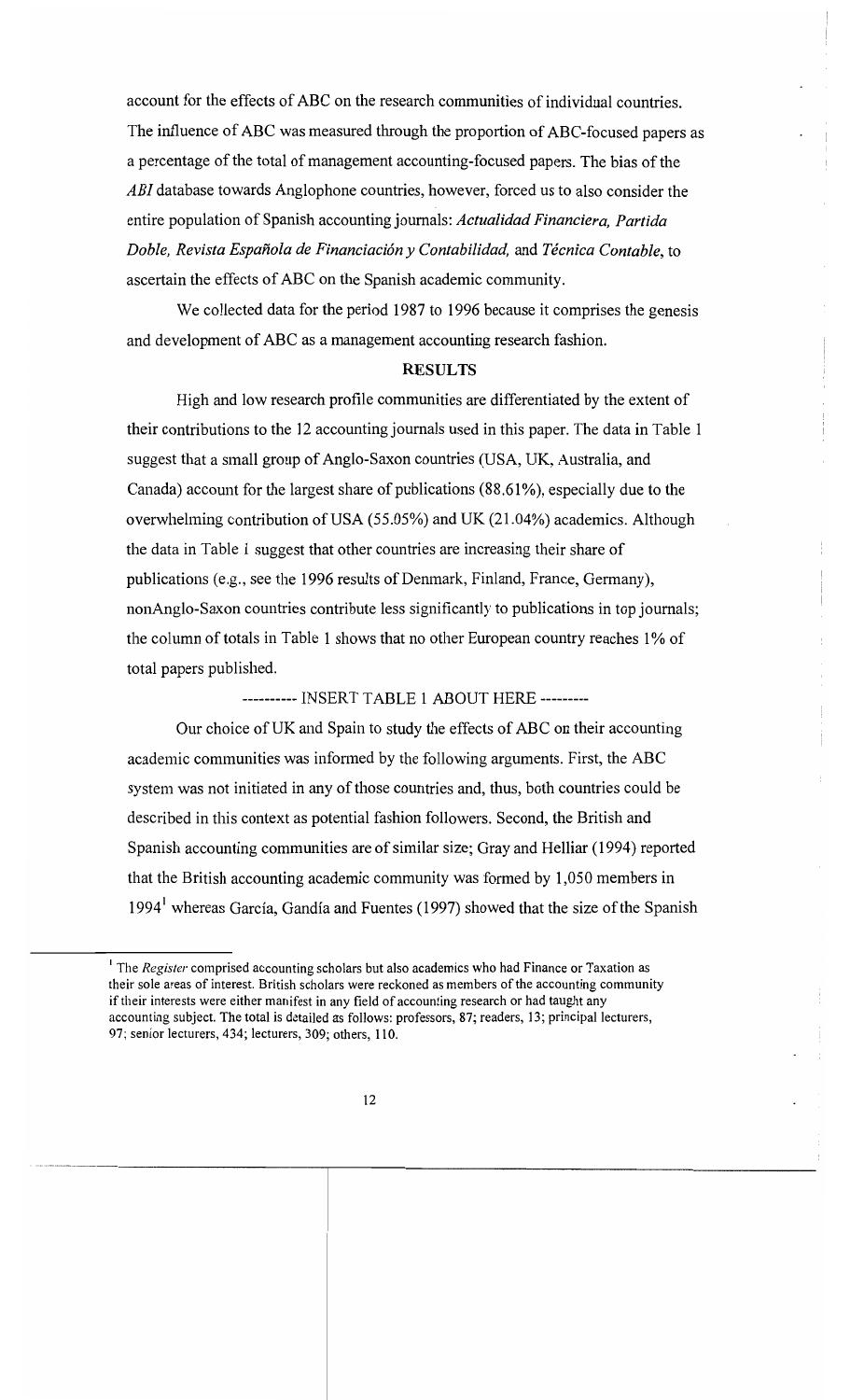account for the effects of ABC on the research communities of individual countries. The influence of ABC was measured through the proportion of ABC-focused papers as a percentage of the total of management accounting-focused papers. The bias of the *ABI* database towards Anglophone countries, however, forced us to also consider the entire population of Spanish accounting journals: *Actualidad Financiera, Partida Doble, Revista Española de Financiación y Contabilidad,* and *Técnica Contable*, to ascertain the effects of ABC on the Spanish academic community.

We collected data for the period 1987 to 1996 because it comprises the genesis and development of ABC as a management accounting research fashion.

## RESULTS

High and low research profile communities are differentiated by the extent of their contributions to the 12 accounting journals used in this paper. The data in Table 1 suggest that a small group of Anglo-Saxon countries (USA, UK, Australia, and Canada) account for the largest share of publications (88.61%), especially due to the overwhelming contribution of USA (55.05%) and UK (21.04%) academics. Although the data in Table 1 suggest that other countries are increasing their share of publications (e.g., see the 1996 results of Denmark, Finland, France, Germany), nonAnglo-Saxon countries contribute less significantly to publications in top journals; the column of totals in Table 1 shows that no other European country reaches 1% of total papers published.

---------- INSERT TABLE 1 ABOUT HERE ---------

Our choice of UK and Spain to study the effects of ABC on their accounting academic communities was informed by the following arguments. First, the ABC system was not initiated in any of those countries and, thus, both countries could be described in this context as potential fashion followers. Second, the British and Spanish accounting communities are of similar size; Gray and Helliar (1994) reported that the British accounting academic community was formed by 1,050 members in 1994[1] whereas García, Gandía and Fuentes (1997) showed that the size of the Spanish

---

[1] The *Register* comprised accounting scholars but also academics who had Finance or Taxation as their sole areas of interest. British scholars were reckoned as members of the accounting community if their interests were either manifest in any field of accounting research or had taught any accounting subject. The total is detailed as follows: professors, 87; readers, 13; principal lecturers, 97; senior lecturers, 434; lecturers, 309; others, 110.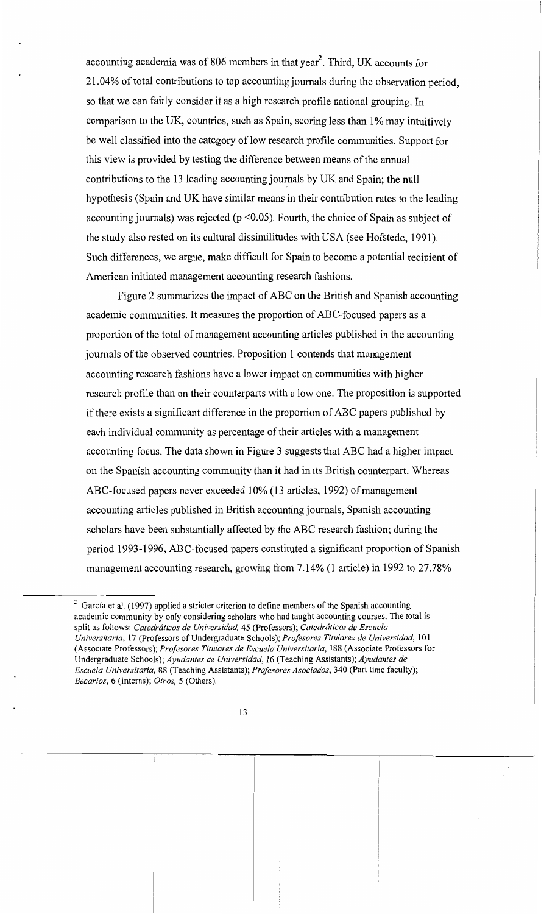accounting academia was of 806 members in that year[2]. Third, UK accounts for 21.04% of total contributions to top accounting journals during the observation period, so that we can fairly consider it as a high research profile national grouping. In comparison to the UK, countries, such as Spain, scoring less than 1% may intuitively be well classified into the category of low research profile communities. Support for this view is provided by testing the difference between means of the annual contributions to the 13 leading accounting journals by UK and Spain; the null hypothesis (Spain and UK have similar means in their contribution rates to the leading accounting journals) was rejected ($p < 0.05$). Fourth, the choice of Spain as subject of the study also rested on its cultural dissimilitudes with USA (see Hofstede, 1991). Such differences, we argue, make difficult for Spain to become a potential recipient of American initiated management accounting research fashions.

Figure 2 summarizes the impact of ABC on the British and Spanish accounting academic communities. It measures the proportion of ABC-focused papers as a proportion of the total of management accounting articles published in the accounting journals of the observed countries. Proposition 1 contends that management accounting research fashions have a lower impact on communities with higher research profile than on their counterparts with a low one. The proposition is supported if there exists a significant difference in the proportion of ABC papers published by each individual community as percentage of their articles with a management accounting focus. The data shown in Figure 3 suggests that ABC had a higher impact on the Spanish accounting community than it had in its British counterpart. Whereas ABC-focused papers never exceeded 10% (13 articles, 1992) of management accounting articles published in British accounting journals, Spanish accounting scholars have been substantially affected by the ABC research fashion; during the period 1993-1996, ABC-focused papers constituted a significant proportion of Spanish management accounting research, growing from 7.14% (1 article) in 1992 to 27.78%

---

[2] García et al. (1997) applied a stricter criterion to define members of the Spanish accounting academic community by only considering scholars who had taught accounting courses. The total is split as follows: *Catedráticos de Universidad*, 45 (Professors); *Catedráticos de Escuela Universitaria*, 17 (Professors of Undergraduate Schools); *Profesores Titulares de Universidad*, 101 (Associate Professors); *Profesores Titulares de Escuela Universitaria*, 188 (Associate Professors for Undergraduate Schools); *Ayudantes de Universidad*, 16 (Teaching Assistants); *Ayudantes de Escuela Universitaria*, 88 (Teaching Assistants); *Profesores Asociados*, 340 (Part time faculty); *Becarios*, 6 (Interns); *Otros*, 5 (Others).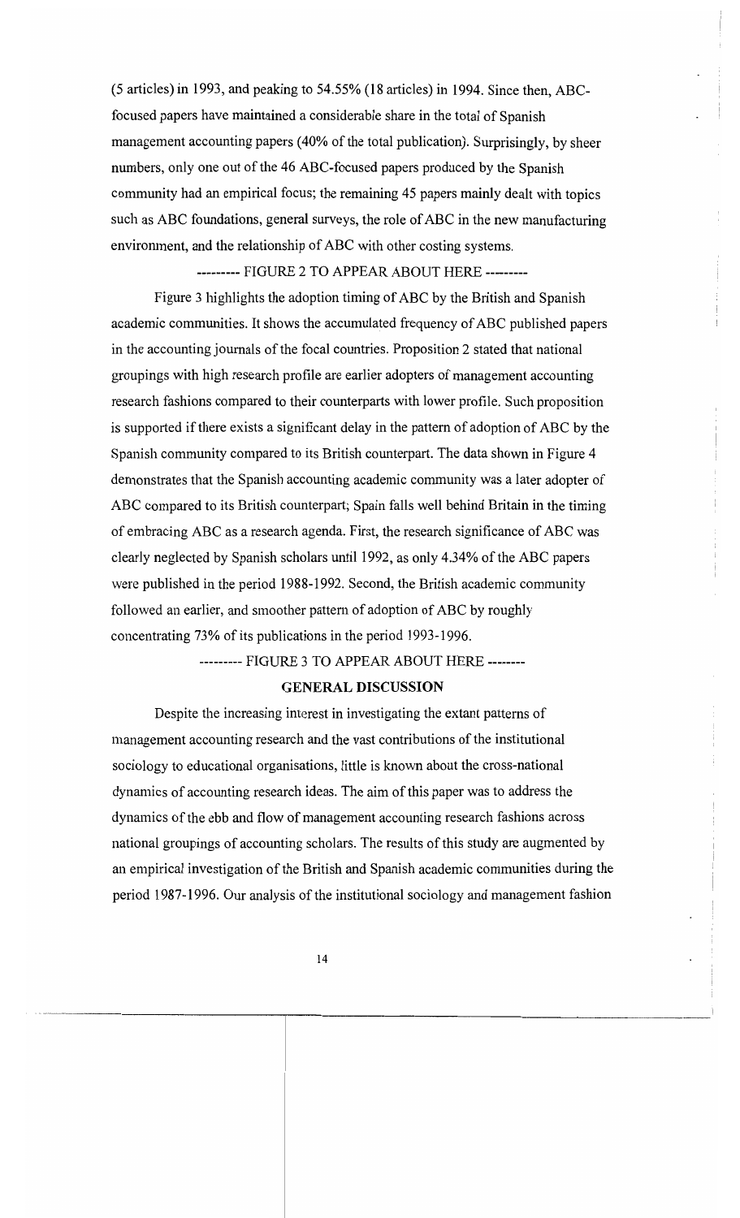(5 articles) in 1993, and peaking to 54.55% (18 articles) in 1994. Since then, ABC-focused papers have maintained a considerable share in the total of Spanish management accounting papers (40% of the total publication). Surprisingly, by sheer numbers, only one out of the 46 ABC-focused papers produced by the Spanish community had an empirical focus; the remaining 45 papers mainly dealt with topics such as ABC foundations, general surveys, the role of ABC in the new manufacturing environment, and the relationship of ABC with other costing systems.

--------- FIGURE 2 TO APPEAR ABOUT HERE ---------

Figure 3 highlights the adoption timing of ABC by the British and Spanish academic communities. It shows the accumulated frequency of ABC published papers in the accounting journals of the focal countries. Proposition 2 stated that national groupings with high research profile are earlier adopters of management accounting research fashions compared to their counterparts with lower profile. Such proposition is supported if there exists a significant delay in the pattern of adoption of ABC by the Spanish community compared to its British counterpart. The data shown in Figure 4 demonstrates that the Spanish accounting academic community was a later adopter of ABC compared to its British counterpart; Spain falls well behind Britain in the timing of embracing ABC as a research agenda. First, the research significance of ABC was clearly neglected by Spanish scholars until 1992, as only 4.34% of the ABC papers were published in the period 1988-1992. Second, the British academic community followed an earlier, and smoother pattern of adoption of ABC by roughly concentrating 73% of its publications in the period 1993-1996.

--------- FIGURE 3 TO APPEAR ABOUT HERE --------

## GENERAL DISCUSSION

Despite the increasing interest in investigating the extant patterns of management accounting research and the vast contributions of the institutional sociology to educational organisations, little is known about the cross-national dynamics of accounting research ideas. The aim of this paper was to address the dynamics of the ebb and flow of management accounting research fashions across national groupings of accounting scholars. The results of this study are augmented by an empirical investigation of the British and Spanish academic communities during the period 1987-1996. Our analysis of the institutional sociology and management fashion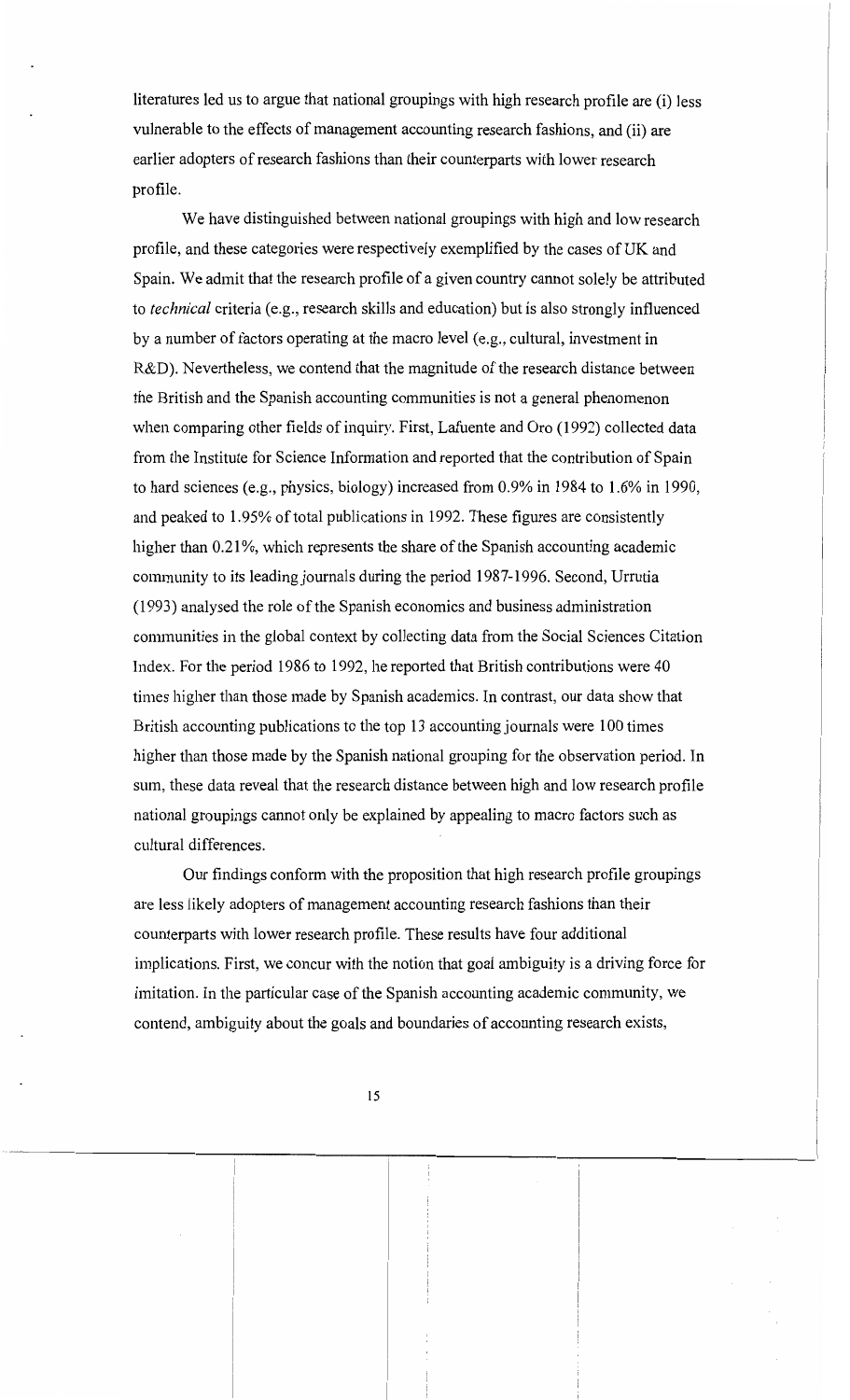literatures led us to argue that national groupings with high research profile are (i) less vulnerable to the effects of management accounting research fashions, and (ii) are earlier adopters of research fashions than their counterparts with lower research profile.

We have distinguished between national groupings with high and low research profile, and these categories were respectively exemplified by the cases of UK and Spain. We admit that the research profile of a given country cannot solely be attributed to *technical* criteria (e.g., research skills and education) but is also strongly influenced by a number of factors operating at the macro level (e.g., cultural, investment in R&D). Nevertheless, we contend that the magnitude of the research distance between the British and the Spanish accounting communities is not a general phenomenon when comparing other fields of inquiry. First, Lafuente and Oro (1992) collected data from the Institute for Science Information and reported that the contribution of Spain to hard sciences (e.g., physics, biology) increased from 0.9% in 1984 to 1.6% in 1990, and peaked to 1.95% of total publications in 1992. These figures are consistently higher than 0.21%, which represents the share of the Spanish accounting academic community to its leading journals during the period 1987-1996. Second, Urrutia (1993) analysed the role of the Spanish economics and business administration communities in the global context by collecting data from the Social Sciences Citation Index. For the period 1986 to 1992, he reported that British contributions were 40 times higher than those made by Spanish academics. In contrast, our data show that British accounting publications to the top 13 accounting journals were 100 times higher than those made by the Spanish national grouping for the observation period. In sum, these data reveal that the research distance between high and low research profile national groupings cannot only be explained by appealing to macro factors such as cultural differences.

Our findings conform with the proposition that high research profile groupings are less likely adopters of management accounting research fashions than their counterparts with lower research profile. These results have four additional implications. First, we concur with the notion that goal ambiguity is a driving force for imitation. In the particular case of the Spanish accounting academic community, we contend, ambiguity about the goals and boundaries of accounting research exists,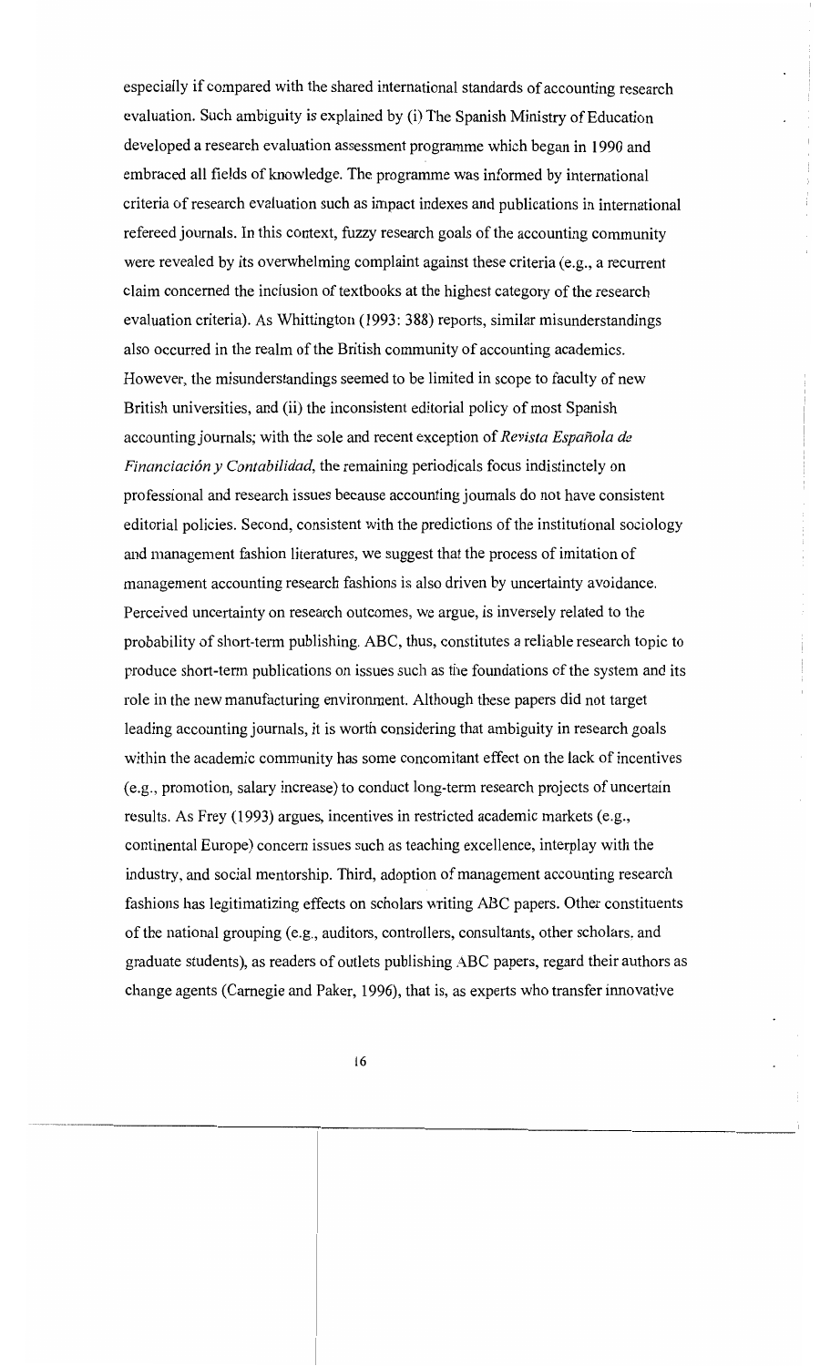especially if compared with the shared international standards of accounting research evaluation. Such ambiguity is explained by (i) The Spanish Ministry of Education developed a research evaluation assessment programme which began in 1990 and embraced all fields of knowledge. The programme was informed by international criteria of research evaluation such as impact indexes and publications in international refereed journals. In this context, fuzzy research goals of the accounting community were revealed by its overwhelming complaint against these criteria (e.g., a recurrent claim concerned the inclusion of textbooks at the highest category of the research evaluation criteria). As Whittington (1993: 388) reports, similar misunderstandings also occurred in the realm of the British community of accounting academics. However, the misunderstandings seemed to be limited in scope to faculty of new British universities, and (ii) the inconsistent editorial policy of most Spanish accounting journals; with the sole and recent exception of *Revista Española de Financiación y Contabilidad*, the remaining periodicals focus indistinctely on professional and research issues because accounting journals do not have consistent editorial policies. Second, consistent with the predictions of the institutional sociology and management fashion literatures, we suggest that the process of imitation of management accounting research fashions is also driven by uncertainty avoidance. Perceived uncertainty on research outcomes, we argue, is inversely related to the probability of short-term publishing. ABC, thus, constitutes a reliable research topic to produce short-term publications on issues such as the foundations of the system and its role in the new manufacturing environment. Although these papers did not target leading accounting journals, it is worth considering that ambiguity in research goals within the academic community has some concomitant effect on the lack of incentives (e.g., promotion, salary increase) to conduct long-term research projects of uncertain results. As Frey (1993) argues, incentives in restricted academic markets (e.g., continental Europe) concern issues such as teaching excellence, interplay with the industry, and social mentorship. Third, adoption of management accounting research fashions has legitimatizing effects on scholars writing ABC papers. Other constituents of the national grouping (e.g., auditors, controllers, consultants, other scholars, and graduate students), as readers of outlets publishing ABC papers, regard their authors as change agents (Carnegie and Paker, 1996), that is, as experts who transfer innovative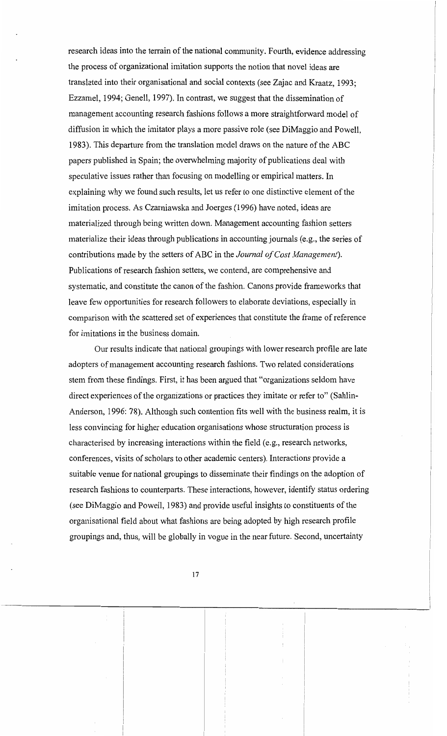research ideas into the terrain of the national community. Fourth, evidence addressing the process of organizational imitation supports the notion that novel ideas are translated into their organisational and social contexts (see Zajac and Kraatz, 1993; Ezzamel, 1994; Genell, 1997). In contrast, we suggest that the dissemination of management accounting research fashions follows a more straightforward model of diffusion in which the imitator plays a more passive role (see DiMaggio and Powell, 1983). This departure from the translation model draws on the nature of the ABC papers published in Spain; the overwhelming majority of publications deal with speculative issues rather than focusing on modelling or empirical matters. In explaining why we found such results, let us refer to one distinctive element of the imitation process. As Czarniawska and Joerges (1996) have noted, ideas are materialized through being written down. Management accounting fashion setters materialize their ideas through publications in accounting journals (e.g., the series of contributions made by the setters of ABC in the *Journal of Cost Management*). Publications of research fashion setters, we contend, are comprehensive and systematic, and constitute the canon of the fashion. Canons provide frameworks that leave few opportunities for research followers to elaborate deviations, especially in comparison with the scattered set of experiences that constitute the frame of reference for imitations in the business domain.

Our results indicate that national groupings with lower research profile are late adopters of management accounting research fashions. Two related considerations stem from these findings. First, it has been argued that "organizations seldom have direct experiences of the organizations or practices they imitate or refer to" (Sahlin-Anderson, 1996: 78). Although such contention fits well with the business realm, it is less convincing for higher education organisations whose structuration process is characterised by increasing interactions within the field (e.g., research networks, conferences, visits of scholars to other academic centers). Interactions provide a suitable venue for national groupings to disseminate their findings on the adoption of research fashions to counterparts. These interactions, however, identify status ordering (see DiMaggio and Powell, 1983) and provide useful insights to constituents of the organisational field about what fashions are being adopted by high research profile groupings and, thus, will be globally in vogue in the near future. Second, uncertainty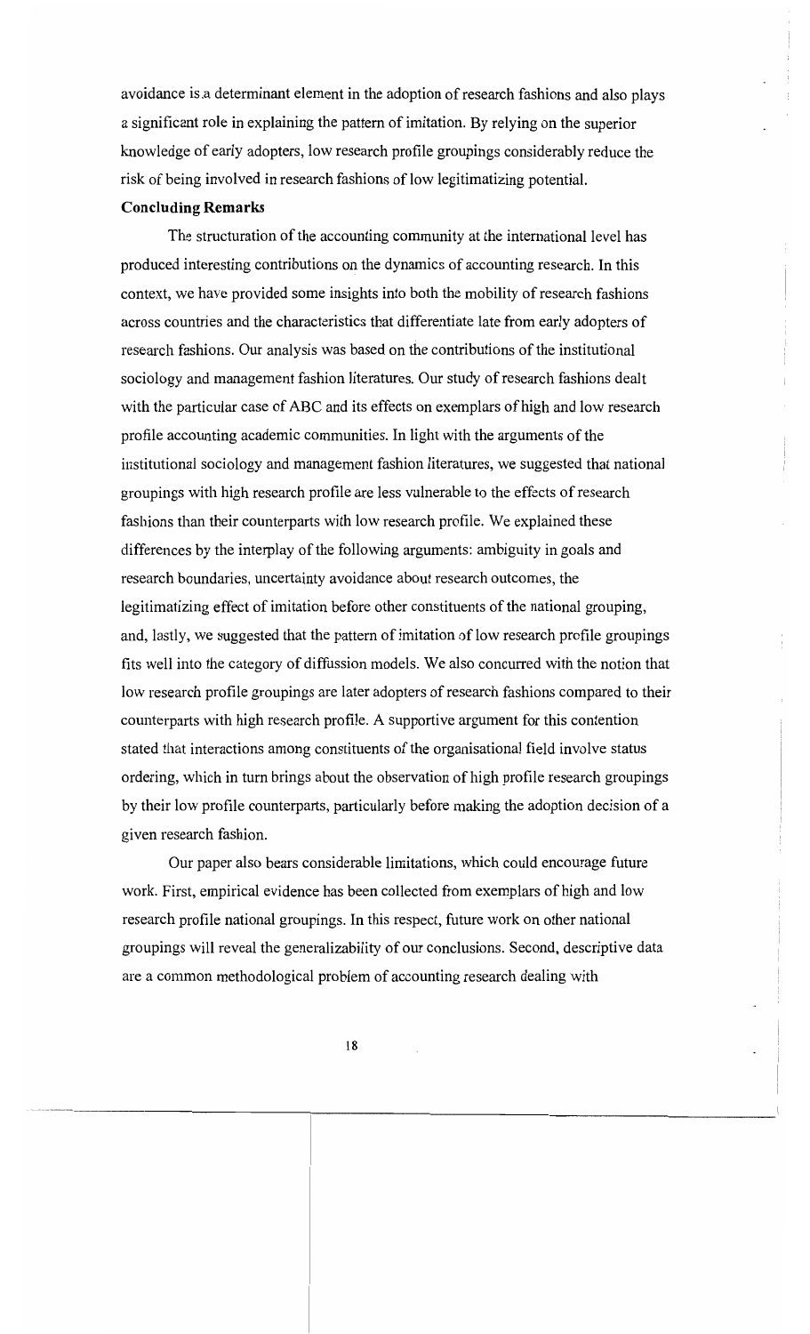avoidance is a determinant element in the adoption of research fashions and also plays a significant role in explaining the pattern of imitation. By relying on the superior knowledge of early adopters, low research profile groupings considerably reduce the risk of being involved in research fashions of low legitimatizing potential.

**Concluding Remarks**

The structuration of the accounting community at the international level has produced interesting contributions on the dynamics of accounting research. In this context, we have provided some insights into both the mobility of research fashions across countries and the characteristics that differentiate late from early adopters of research fashions. Our analysis was based on the contributions of the institutional sociology and management fashion literatures. Our study of research fashions dealt with the particular case of ABC and its effects on exemplars of high and low research profile accounting academic communities. In light with the arguments of the institutional sociology and management fashion literatures, we suggested that national groupings with high research profile are less vulnerable to the effects of research fashions than their counterparts with low research profile. We explained these differences by the interplay of the following arguments: ambiguity in goals and research boundaries, uncertainty avoidance about research outcomes, the legitimatizing effect of imitation before other constituents of the national grouping, and, lastly, we suggested that the pattern of imitation of low research profile groupings fits well into the category of diffussion models. We also concurred with the notion that low research profile groupings are later adopters of research fashions compared to their counterparts with high research profile. A supportive argument for this contention stated that interactions among constituents of the organisational field involve status ordering, which in turn brings about the observation of high profile research groupings by their low profile counterparts, particularly before making the adoption decision of a given research fashion.

Our paper also bears considerable limitations, which could encourage future work. First, empirical evidence has been collected from exemplars of high and low research profile national groupings. In this respect, future work on other national groupings will reveal the generalizability of our conclusions. Second, descriptive data are a common methodological problem of accounting research dealing with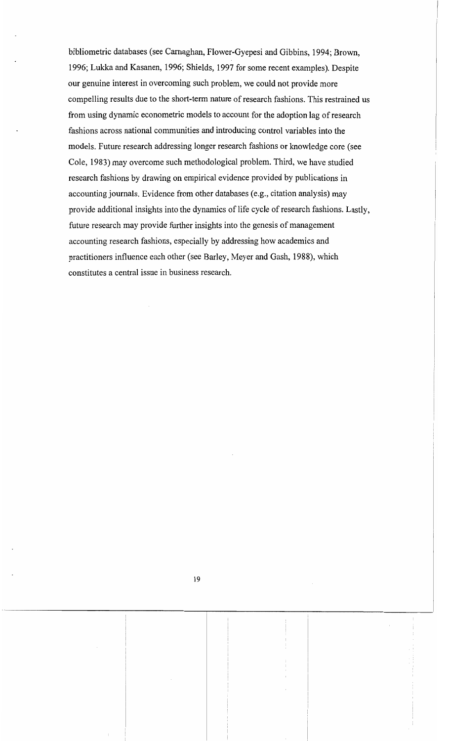bibliometric databases (see Carnaghan, Flower-Gyepesi and Gibbins, 1994; Brown, 1996; Lukka and Kasanen, 1996; Shields, 1997 for some recent examples). Despite our genuine interest in overcoming such problem, we could not provide more compelling results due to the short-term nature of research fashions. This restrained us from using dynamic econometric models to account for the adoption lag of research fashions across national communities and introducing control variables into the models. Future research addressing longer research fashions or knowledge core (see Cole, 1983) may overcome such methodological problem. Third, we have studied research fashions by drawing on empirical evidence provided by publications in accounting journals. Evidence from other databases (e.g., citation analysis) may provide additional insights into the dynamics of life cycle of research fashions. Lastly, future research may provide further insights into the genesis of management accounting research fashions, especially by addressing how academics and practitioners influence each other (see Barley, Meyer and Gash, 1988), which constitutes a central issue in business research.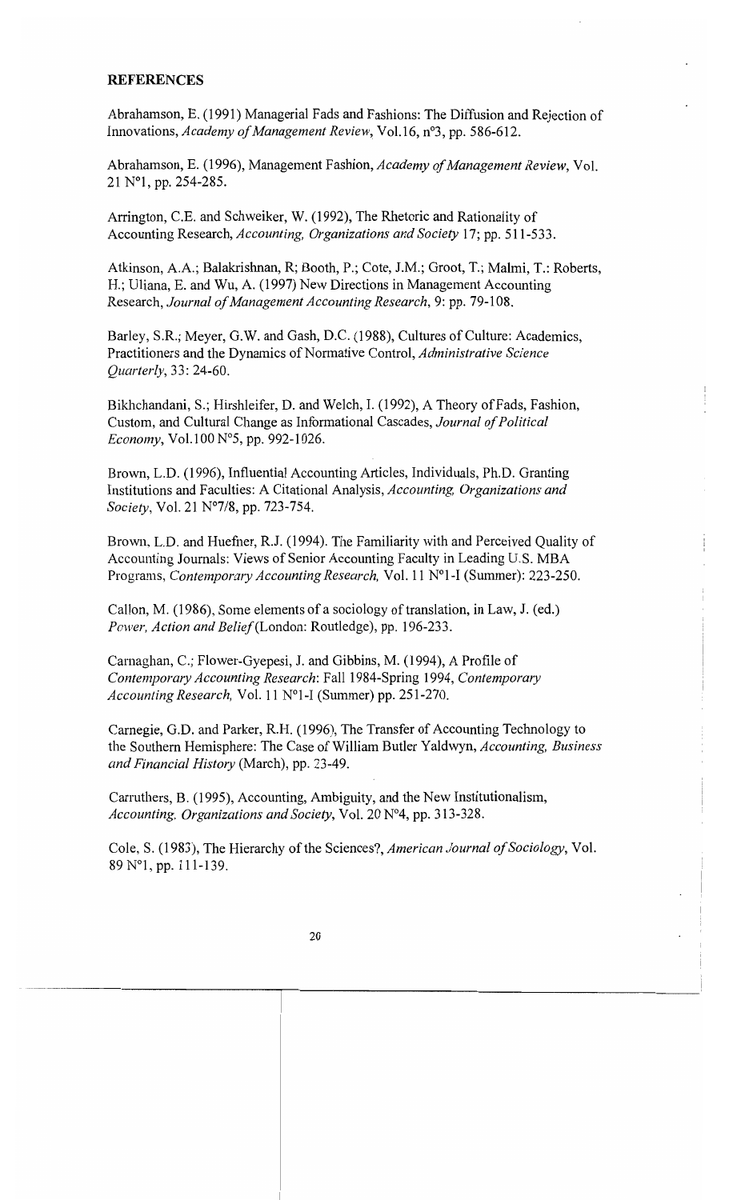## REFERENCES

Abrahamson, E. (1991) Managerial Fads and Fashions: The Diffusion and Rejection of Innovations, *Academy of Management Review*, Vol.16, n°3, pp. 586-612.

Abrahamson, E. (1996), Management Fashion, *Academy of Management Review*, Vol. 21 N°1, pp. 254-285.

Arrington, C.E. and Schweiker, W. (1992), The Rhetoric and Rationality of Accounting Research, *Accounting, Organizations and Society* 17; pp. 511-533.

Atkinson, A.A.; Balakrishnan, R; Booth, P.; Cote, J.M.; Groot, T.; Malmi, T.: Roberts, H.; Uliana, E. and Wu, A. (1997) New Directions in Management Accounting Research, *Journal of Management Accounting Research*, 9: pp. 79-108.

Barley, S.R.; Meyer, G.W. and Gash, D.C. (1988), Cultures of Culture: Academics, Practitioners and the Dynamics of Normative Control, *Administrative Science Quarterly*, 33: 24-60.

Bikhchandani, S.; Hirshleifer, D. and Welch, I. (1992), A Theory of Fads, Fashion, Custom, and Cultural Change as Informational Cascades, *Journal of Political Economy*, Vol.100 N°5, pp. 992-1026.

Brown, L.D. (1996), Influential Accounting Articles, Individuals, Ph.D. Granting Institutions and Faculties: A Citational Analysis, *Accounting, Organizations and Society*, Vol. 21 N°7/8, pp. 723-754.

Brown, L.D. and Huefner, R.J. (1994). The Familiarity with and Perceived Quality of Accounting Journals: Views of Senior Accounting Faculty in Leading U.S. MBA Programs, *Contemporary Accounting Research*, Vol. 11 N°1-I (Summer): 223-250.

Callon, M. (1986), Some elements of a sociology of translation, in Law, J. (ed.) *Power, Action and Belief* (London: Routledge), pp. 196-233.

Carnaghan, C.; Flower-Gyepesi, J. and Gibbins, M. (1994), A Profile of *Contemporary Accounting Research*: Fall 1984-Spring 1994, *Contemporary Accounting Research*, Vol. 11 N°1-I (Summer) pp. 251-270.

Carnegie, G.D. and Parker, R.H. (1996), The Transfer of Accounting Technology to the Southern Hemisphere: The Case of William Butler Yaldwyn, *Accounting, Business and Financial History* (March), pp. 23-49.

Carruthers, B. (1995), Accounting, Ambiguity, and the New Institutionalism, *Accounting, Organizations and Society*, Vol. 20 N°4, pp. 313-328.

Cole, S. (1983), The Hierarchy of the Sciences?, *American Journal of Sociology*, Vol. 89 N°1, pp. 111-139.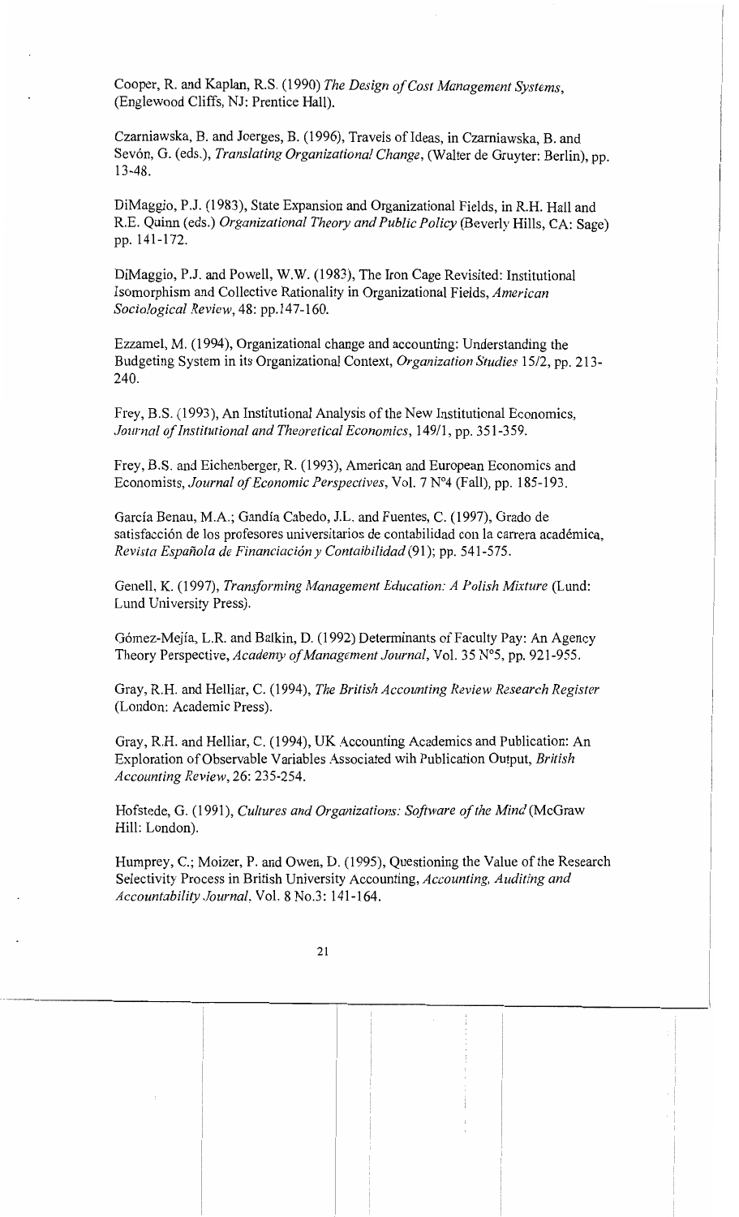Cooper, R. and Kaplan, R.S. (1990) *The Design of Cost Management Systems*, (Englewood Cliffs, NJ: Prentice Hall).

Czarniawska, B. and Joerges, B. (1996), Travels of Ideas, in Czarniawska, B. and Sevón, G. (eds.), *Translating Organizational Change*, (Walter de Gruyter: Berlin), pp. 13-48.

DiMaggio, P.J. (1983), State Expansion and Organizational Fields, in R.H. Hall and R.E. Quinn (eds.) *Organizational Theory and Public Policy* (Beverly Hills, CA: Sage) pp. 141-172.

DiMaggio, P.J. and Powell, W.W. (1983), The Iron Cage Revisited: Institutional Isomorphism and Collective Rationality in Organizational Fields, *American Sociological Review*, 48: pp.147-160.

Ezzamel, M. (1994), Organizational change and accounting: Understanding the Budgeting System in its Organizational Context, *Organization Studies* 15/2, pp. 213-240.

Frey, B.S. (1993), An Institutional Analysis of the New Institutional Economics, *Journal of Institutional and Theoretical Economics*, 149/1, pp. 351-359.

Frey, B.S. and Eichenberger, R. (1993), American and European Economics and Economists, *Journal of Economic Perspectives*, Vol. 7 Nº4 (Fall), pp. 185-193.

García Benau, M.A.; Gandía Cabedo, J.L. and Fuentes, C. (1997), Grado de satisfacción de los profesores universitarios de contabilidad con la carrera académica, *Revista Española de Financiación y Contaibilidad* (91); pp. 541-575.

Genell, K. (1997), *Transforming Management Education: A Polish Mixture* (Lund: Lund University Press).

Gómez-Mejía, L.R. and Balkin, D. (1992) Determinants of Faculty Pay: An Agency Theory Perspective, *Academy of Management Journal*, Vol. 35 Nº5, pp. 921-955.

Gray, R.H. and Helliar, C. (1994), *The British Accounting Review Research Register* (London: Academic Press).

Gray, R.H. and Helliar, C. (1994), UK Accounting Academics and Publication: An Exploration of Observable Variables Associated wih Publication Output, *British Accounting Review*, 26: 235-254.

Hofstede, G. (1991), *Cultures and Organizations: Software of the Mind* (McGraw Hill: London).

Humprey, C.; Moizer, P. and Owen, D. (1995), Questioning the Value of the Research Selectivity Process in British University Accounting, *Accounting, Auditing and Accountability Journal*, Vol. 8 No.3: 141-164.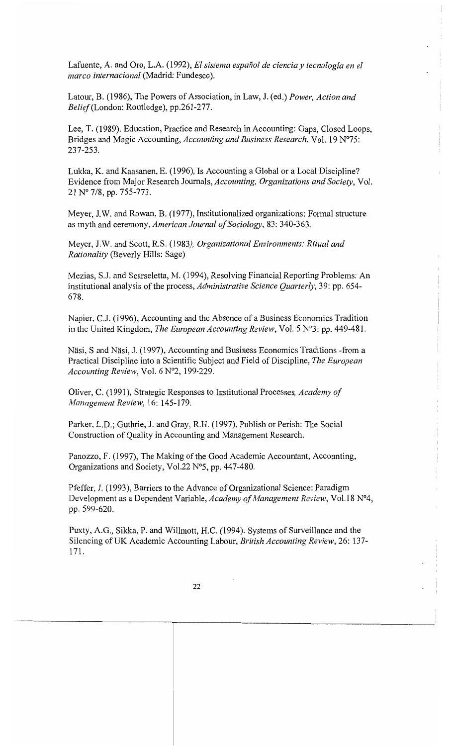Lafuente, A. and Oro, L.A. (1992), *El sistema español de ciencia y tecnología en el marco internacional* (Madrid: Fundesco).

Latour, B. (1986), The Powers of Association, in Law, J. (ed.) *Power, Action and Belief* (London: Routledge), pp.261-277.

Lee, T. (1989). Education, Practice and Research in Accounting: Gaps, Closed Loops, Bridges and Magic Accounting, *Accounting and Business Research*, Vol. 19 N°75: 237-253.

Lukka, K. and Kaasanen, E. (1996), Is Accounting a Global or a Local Discipline? Evidence from Major Research Journals, *Accounting, Organizations and Society*, Vol. 21 N° 7/8, pp. 755-773.

Meyer, J.W. and Rowan, B. (1977), Institutionalized organizations: Formal structure as myth and ceremony, *American Journal of Sociology*, 83: 340-363.

Meyer, J.W. and Scott, R.S. (1983), *Organizational Environments: Ritual and Rationality* (Beverly Hills: Sage)

Mezias, S.J. and Scarseletta, M. (1994), Resolving Financial Reporting Problems: An institutional analysis of the process, *Administrative Science Quarterly*, 39: pp. 654-678.

Napier, C.J. (1996), Accounting and the Absence of a Business Economics Tradition in the United Kingdom, *The European Accounting Review*, Vol. 5 N°3: pp. 449-481.

Näsi, S and Näsi, J. (1997), Accounting and Business Economics Traditions -from a Practical Discipline into a Scientific Subject and Field of Discipline, *The European Accounting Review*, Vol. 6 N°2, 199-229.

Oliver, C. (1991), Strategic Responses to Institutional Processes, *Academy of Management Review*, 16: 145-179.

Parker, L.D.; Guthrie, J. and Gray, R.H. (1997), Publish or Perish: The Social Construction of Quality in Accounting and Management Research.

Panozzo, F. (1997), The Making of the Good Academic Accountant, Accounting, Organizations and Society, Vol.22 N°5, pp. 447-480.

Pfeffer, J. (1993), Barriers to the Advance of Organizational Science: Paradigm Development as a Dependent Variable, *Academy of Management Review*, Vol.18 N°4, pp. 599-620.

Puxty, A.G., Sikka, P. and Willmott, H.C. (1994). Systems of Surveillance and the Silencing of UK Academic Accounting Labour, *British Accounting Review*, 26: 137-171.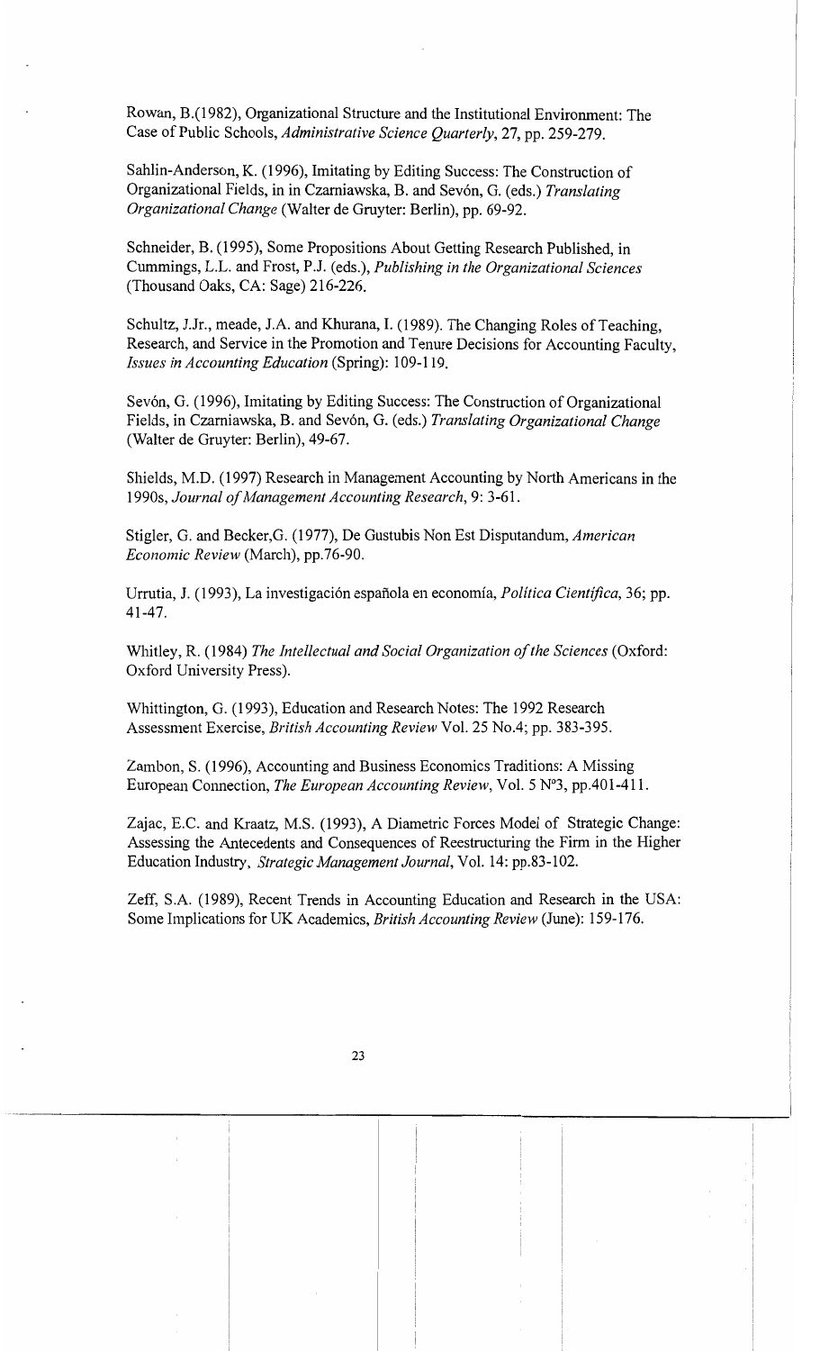Rowan, B.(1982), Organizational Structure and the Institutional Environment: The Case of Public Schools, *Administrative Science Quarterly*, 27, pp. 259-279.

Sahlin-Anderson, K. (1996), Imitating by Editing Success: The Construction of Organizational Fields, in in Czarniawska, B. and Sevón, G. (eds.) *Translating Organizational Change* (Walter de Gruyter: Berlin), pp. 69-92.

Schneider, B. (1995), Some Propositions About Getting Research Published, in Cummings, L.L. and Frost, P.J. (eds.), *Publishing in the Organizational Sciences* (Thousand Oaks, CA: Sage) 216-226.

Schultz, J.Jr., meade, J.A. and Khurana, I. (1989). The Changing Roles of Teaching, Research, and Service in the Promotion and Tenure Decisions for Accounting Faculty, *Issues in Accounting Education* (Spring): 109-119.

Sevón, G. (1996), Imitating by Editing Success: The Construction of Organizational Fields, in Czarniawska, B. and Sevón, G. (eds.) *Translating Organizational Change* (Walter de Gruyter: Berlin), 49-67.

Shields, M.D. (1997) Research in Management Accounting by North Americans in the 1990s, *Journal of Management Accounting Research*, 9: 3-61.

Stigler, G. and Becker,G. (1977), De Gustubis Non Est Disputandum, *American Economic Review* (March), pp.76-90.

Urrutia, J. (1993), La investigación española en economía, *Política Científica*, 36; pp. 41-47.

Whitley, R. (1984) *The Intellectual and Social Organization of the Sciences* (Oxford: Oxford University Press).

Whittington, G. (1993), Education and Research Notes: The 1992 Research Assessment Exercise, *British Accounting Review* Vol. 25 No.4; pp. 383-395.

Zambon, S. (1996), Accounting and Business Economics Traditions: A Missing European Connection, *The European Accounting Review*, Vol. 5 Nº3, pp.401-411.

Zajac, E.C. and Kraatz, M.S. (1993), A Diametric Forces Model of Strategic Change: Assessing the Antecedents and Consequences of Reestructuring the Firm in the Higher Education Industry, *Strategic Management Journal*, Vol. 14: pp.83-102.

Zeff, S.A. (1989), Recent Trends in Accounting Education and Research in the USA: Some Implications for UK Academics, *British Accounting Review* (June): 159-176.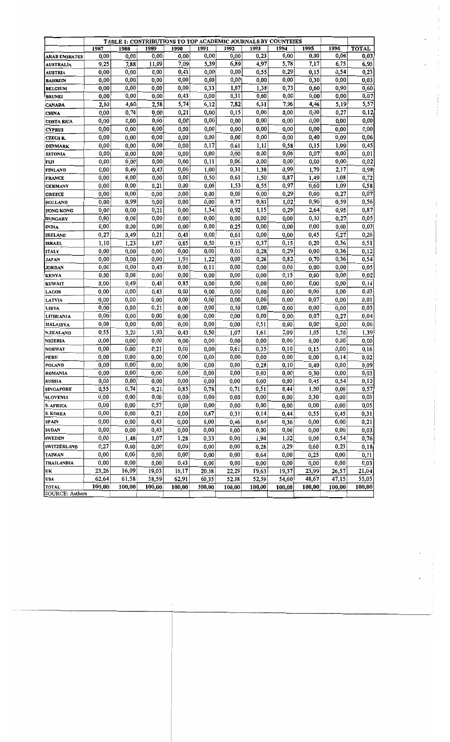| | TABLE 1: CONTRIBUTIONS TO TOP ACADEMIC JOURNALS BY COUNTRIES | | | | | | | | | | |
|---|---|---|---|---|---|---|---|---|---|---|---|
| | 1987 | 1988 | 1989 | 1990 | 1991 | 1992 | 1993 | 1994 | 1995 | 1996 | TOTAL |
| ARAB EMIRATES | 0,00 | 0,00 | 0,00 | 0,00 | 0,00 | 0,00 | 0,23 | 0,00 | 0,00 | 0,00 | 0,03 |
| AUSTRALIA | 9,25 | 7,88 | 11,09 | 7,09 | 5,39 | 6,89 | 4,97 | 5,78 | 7,17 | 6,75 | 6,95 |
| AUSTRIA | 0,00 | 0,00 | 0,00 | 0,43 | 0,00 | 0,00 | 0,55 | 0,29 | 0,15 | 0,54 | 0,23 |
| BAHREIN | 0,00 | 0,00 | 0,00 | 0,00 | 0,00 | 0,00 | 0,00 | 0,00 | 0,30 | 0,00 | 0,03 |
| BELGIUM | 0,00 | 0,00 | 0,00 | 0,00 | 0,33 | 1,07 | 1,38 | 0,73 | 0,60 | 0,90 | 0,60 |
| BRUNEI | 0,00 | 0,00 | 0,00 | 0,43 | 0,00 | 0,31 | 0,00 | 0,00 | 0,00 | 0,00 | 0,07 |
| CANADA | 2,10 | 4,60 | 2,58 | 5,74 | 6,12 | 7,82 | 6,31 | 7,96 | 4,46 | 5,19 | 5,57 |
| CHINA | 0,00 | 0,74 | 0,00 | 0,21 | 0,00 | 0,15 | 0,00 | 0,00 | 0,00 | 0,27 | 0,12 |
| COSTA RICA | 0,00 | 0,00 | 0,00 | 0,00 | 0,00 | 0,00 | 0,00 | 0,00 | 0,00 | 0,00 | 0,00 |
| CYPRUS | 0,00 | 0,00 | 0,00 | 0,00 | 0,00 | 0,00 | 0,00 | 0,00 | 0,00 | 0,00 | 0,00 |
| CZECH R. | 0,00 | 0,00 | 0,00 | 0,00 | 0,00 | 0,00 | 0,00 | 0,00 | 0,40 | 0,09 | 0,06 |
| DENMARK | 0,00 | 0,00 | 0,00 | 0,00 | 0,17 | 0,61 | 1,11 | 0,58 | 0,15 | 1,09 | 0,45 |
| ESTONIA | 0,00 | 0,00 | 0,00 | 0,00 | 0,00 | 0,00 | 0,00 | 0,00 | 0,07 | 0,00 | 0,01 |
| FIJI | 0,00 | 0,00 | 0,00 | 0,00 | 0,11 | 0,06 | 0,00 | 0,00 | 0,00 | 0,00 | 0,02 |
| FINLAND | 0,00 | 0,49 | 0,43 | 0,00 | 1,00 | 0,31 | 1,38 | 0,99 | 1,79 | 2,17 | 0,98 |
| FRANCE | 0,00 | 0,00 | 0,00 | 0,00 | 0,00 | 0,50 | 0,61 | 1,50 | 0,87 | 1,49 | 1,08 | 0,72 |
| GERMANY | 0,00 | 0,00 | 0,21 | 0,00 | 0,00 | 1,53 | 0,55 | 0,97 | 0,60 | 1,09 | 0,58 |
| GREECE | 0,00 | 0,00 | 0,00 | 0,00 | 0,00 | 0,00 | 0,00 | 0,29 | 0,00 | 0,27 | 0,07 |
| HOLLAND | 0,00 | 0,99 | 0,00 | 0,00 | 0,00 | 0,77 | 0,83 | 1,02 | 0,90 | 0,59 | 0,56 |
| HONG KONG | 0,00 | 0,00 | 0,21 | 0,00 | 1,34 | 0,92 | 1,15 | 0,29 | 2,64 | 0,95 | 0,87 |
| HUNGARY | 0,00 | 0,00 | 0,00 | 0,00 | 0,00 | 0,00 | 0,00 | 0,00 | 0,10 | 0,27 | 0,05 |
| INDIA | 0,00 | 0,00 | 0,00 | 0,00 | 0,00 | 0,25 | 0,00 | 0,00 | 0,00 | 0,00 | 0,03 |
| IRELAND | 0,27 | 0,49 | 0,21 | 0,43 | 0,00 | 0,61 | 0,00 | 0,00 | 0,45 | 0,27 | 0,26 |
| ISRAEL | 1,10 | 1,23 | 1,07 | 0,85 | 0,50 | 0,15 | 0,37 | 0,15 | 0,20 | 0,36 | 0,51 |
| ITALY | 0,00 | 0,00 | 0,00 | 0,00 | 0,00 | 0,00 | 0,28 | 0,29 | 0,00 | 0,36 | 0,12 |
| JAPAN | 0,00 | 0,00 | 0,00 | 1,91 | 1,22 | 0,00 | 0,28 | 0,82 | 0,70 | 0,36 | 0,54 |
| JORDAN | 0,00 | 0,00 | 0,43 | 0,00 | 0,11 | 0,00 | 0,00 | 0,00 | 0,00 | 0,00 | 0,05 |
| KENYA | 0,00 | 0,00 | 0,00 | 0,00 | 0,00 | 0,00 | 0,00 | 0,15 | 0,00 | 0,00 | 0,02 |
| KUWAIT | 0,00 | 0,49 | 0,43 | 0,85 | 0,00 | 0,00 | 0,00 | 0,00 | 0,00 | 0,00 | 0,14 |
| LAGOS | 0,00 | 0,00 | 0,43 | 0,00 | 0,00 | 0,00 | 0,00 | 0,00 | 0,00 | 0,00 | 0,03 |
| LATVIA | 0,00 | 0,00 | 0,00 | 0,00 | 0,00 | 0,00 | 0,00 | 0,00 | 0,07 | 0,00 | 0,01 |
| LIBYA | 0,00 | 0,00 | 0,21 | 0,00 | 0,00 | 0,10 | 0,00 | 0,00 | 0,00 | 0,00 | 0,03 |
| LITHUANIA | 0,00 | 0,00 | 0,00 | 0,00 | 0,00 | 0,00 | 0,00 | 0,00 | 0,07 | 0,27 | 0,04 |
| MALAISYA | 0,00 | 0,00 | 0,00 | 0,00 | 0,00 | 0,00 | 0,51 | 0,00 | 0,00 | 0,00 | 0,06 |
| N.ZEALAND | 0,55 | 3,20 | 1,93 | 0,43 | 0,50 | 1,07 | 1,61 | 2,09 | 1,05 | 1,50 | 1,39 |
| NIGERIA | 0,00 | 0,00 | 0,00 | 0,00 | 0,00 | 0,00 | 0,00 | 0,00 | 0,00 | 0,00 | 0,00 |
| NORWAY | 0,00 | 0,00 | 0,21 | 0,00 | 0,00 | 0,61 | 0,35 | 0,10 | 0,15 | 0,00 | 0,16 |
| PERU | 0,00 | 0,00 | 0,00 | 0,00 | 0,00 | 0,00 | 0,00 | 0,00 | 0,00 | 0,14 | 0,02 |
| POLAND | 0,00 | 0,00 | 0,00 | 0,00 | 0,00 | 0,00 | 0,28 | 0,10 | 0,40 | 0,00 | 0,09 |
| ROMANIA | 0,00 | 0,00 | 0,00 | 0,00 | 0,00 | 0,00 | 0,00 | 0,00 | 0,30 | 0,00 | 0,03 |
| RUSSIA | 0,00 | 0,00 | 0,00 | 0,00 | 0,00 | 0,00 | 0,00 | 0,00 | 0,45 | 0,54 | 0,12 |
| SINGAPORE | 0,55 | 0,74 | 0,21 | 0,85 | 0,78 | 0,71 | 0,51 | 0,44 | 1,00 | 0,00 | 0,57 |
| SLOVENIA | 0,00 | 0,00 | 0,00 | 0,00 | 0,00 | 0,00 | 0,00 | 0,00 | 0,30 | 0,00 | 0,03 |
| S. AFRICA | 0,00 | 0,00 | 0,57 | 0,00 | 0,00 | 0,00 | 0,00 | 0,00 | 0,00 | 0,00 | 0,05 |
| S. KOREA | 0,00 | 0,00 | 0,21 | 0,00 | 0,67 | 0,31 | 0,14 | 0,44 | 0,55 | 0,45 | 0,31 |
| SPAIN | 0,00 | 0,00 | 0,43 | 0,00 | 0,00 | 0,46 | 0,64 | 0,36 | 0,00 | 0,00 | 0,21 |
| SUDAN | 0,00 | 0,00 | 0,43 | 0,00 | 0,00 | 0,00 | 0,00 | 0,00 | 0,00 | 0,00 | 0,03 |
| SWEDEN | 0,00 | 1,48 | 1,07 | 1,28 | 0,33 | 0,00 | 1,94 | 1,02 | 0,00 | 0,54 | 0,76 |
| SWITZERLAND | 0,27 | 0,00 | 0,00 | 0,00 | 0,00 | 0,00 | 0,28 | 0,29 | 0,60 | 0,23 | 0,18 |
| TAIWAN | 0,00 | 0,00 | 0,00 | 0,00 | 0,00 | 0,00 | 0,64 | 0,00 | 0,25 | 0,00 | 0,11 |
| THAILANDIA | 0,00 | 0,00 | 0,00 | 0,43 | 0,00 | 0,00 | 0,00 | 0,00 | 0,00 | 0,00 | 0,03 |
| UK | 23,26 | 16,09 | 19,03 | 16,17 | 20,58 | 22,29 | 19,63 | 19,37 | 23,99 | 26,57 | 21,04 |
| USA | 62,64 | 61,58 | 58,59 | 62,91 | 60,35 | 52,38 | 52,59 | 54,60 | 48,67 | 47,15 | 55,05 |
| TOTAL | 100,00 | 100,00 | 100,00 | 100,00 | 100,00 | 100,00 | 100,00 | 100,00 | 100,00 | 100,00 | 100,00 |

SOURCE: Authors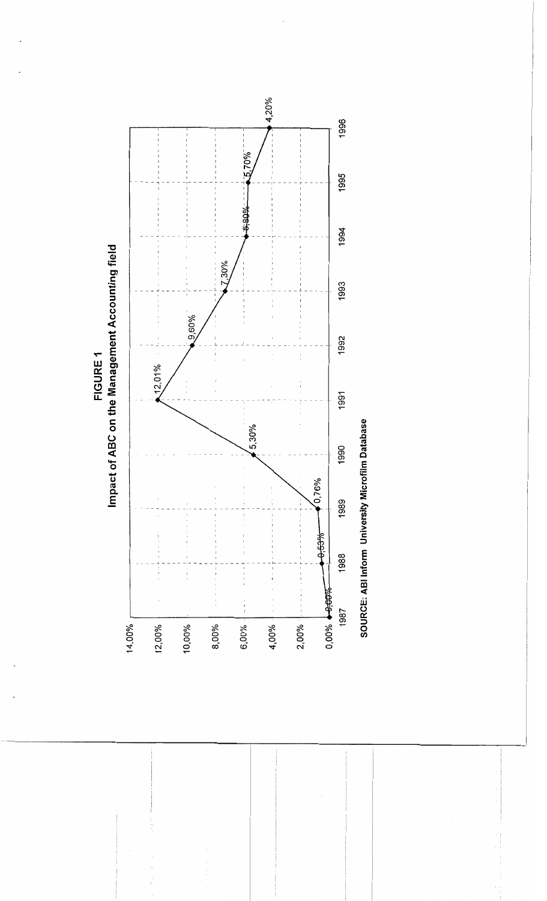**FIGURE 1**

**Impact of ABC on the Management Accounting field**

| Year | Value |
|---|---|
| 1987 | 0,00% |
| 1988 | 0,53% |
| 1989 | 0,76% |
| 1990 | 5,30% |
| 1991 | 12,01% |
| 1992 | 9,60% |
| 1993 | 7,30% |
| 1994 | 5,80% |
| 1995 | 5,70% |
| 1996 | 4,20% |

**SOURCE: ABI Inform University Microfilm Database**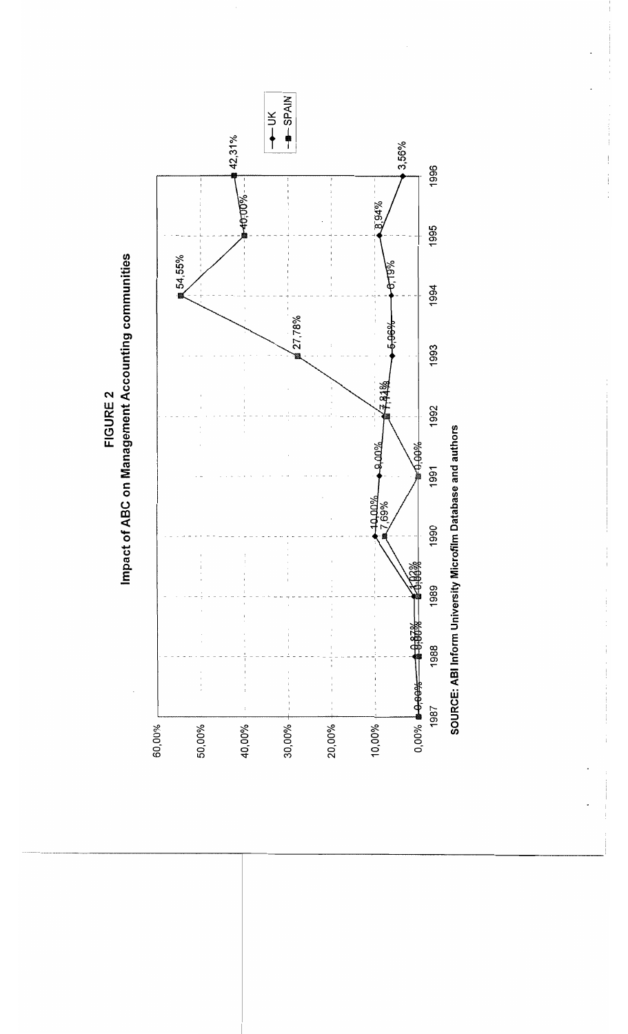**FIGURE 2**
**Impact of ABC on Management Accounting communities**

| Year | UK | SPAIN |
|---|---|---|
| 1987 | 0,00% | 0,00% |
| 1988 | 0,87% | 0,00% |
| 1989 | 1,02% | 0,00% |
| 1990 | 10,00% | 7,69% |
| 1991 | 9,00% | 0,00% |
| 1992 | 7,14% | 7,81% |
| 1993 | 5,06% | 27,78% |
| 1994 | 6,19% | 54,55% |
| 1995 | 8,94% | 40,00% |
| 1996 | 3,56% | 42,31% |

**SOURCE: ABI Inform University Microfilm Database and authors**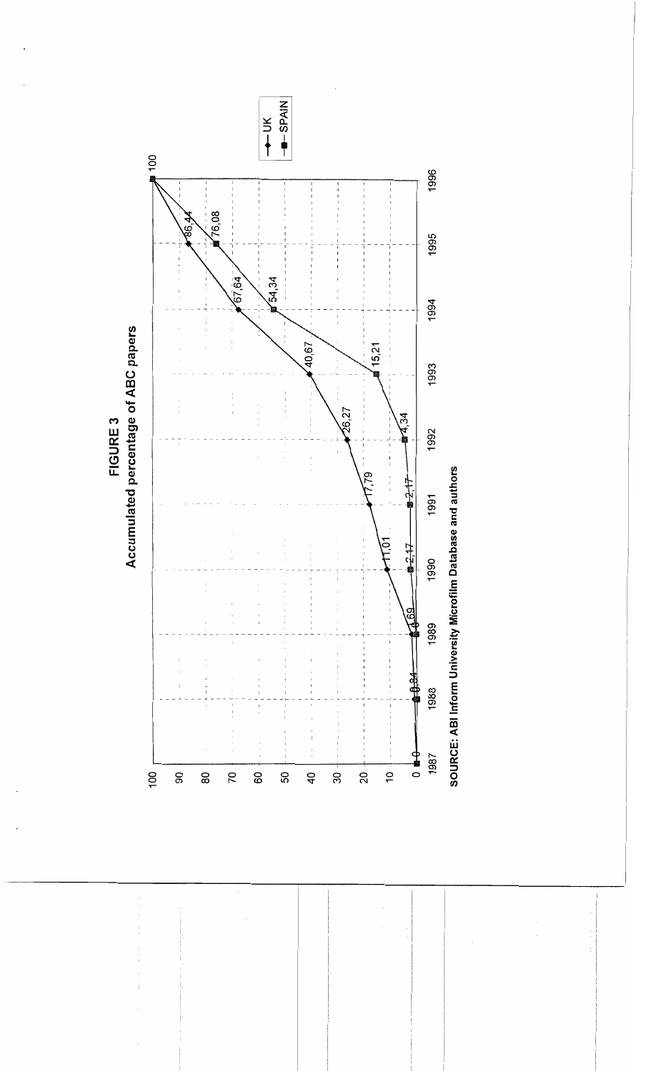**FIGURE 3**
**Accumulated percentage of ABC papers**

| Year | UK | SPAIN |
|---|---|---|
| 1987 | 0 | 0 |
| 1988 | 0,34 | 0 |
| 1989 | 0,69 | 0 |
| 1990 | 11,01 | 2,17 |
| 1991 | 17,79 | 2,17 |
| 1992 | 26,27 | 4,34 |
| 1993 | 40,67 | 15,21 |
| 1994 | 67,64 | 54,34 |
| 1995 | 86,44 | 76,08 |
| 1996 | 100 | 100 |

**SOURCE: ABI Inform University Microfilm Database and authors**